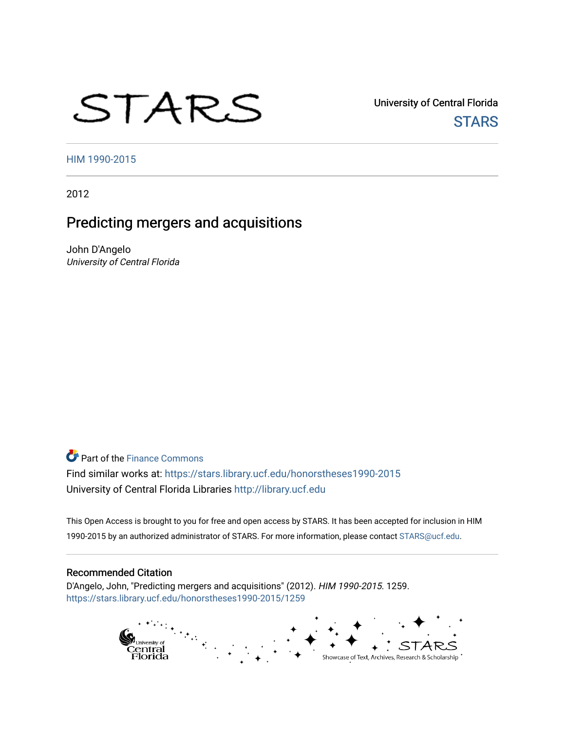STARS

University of Central Florida
STARS

HIM 1990-2015

2012

# Predicting mergers and acquisitions

John D'Angelo
*University of Central Florida*

Part of the Finance Commons
Find similar works at: https://stars.library.ucf.edu/honorstheses1990-2015
University of Central Florida Libraries http://library.ucf.edu

This Open Access is brought to you for free and open access by STARS. It has been accepted for inclusion in HIM 1990-2015 by an authorized administrator of STARS. For more information, please contact STARS@ucf.edu.

## Recommended Citation

D'Angelo, John, "Predicting mergers and acquisitions" (2012). *HIM 1990-2015*. 1259.
https://stars.library.ucf.edu/honorstheses1990-2015/1259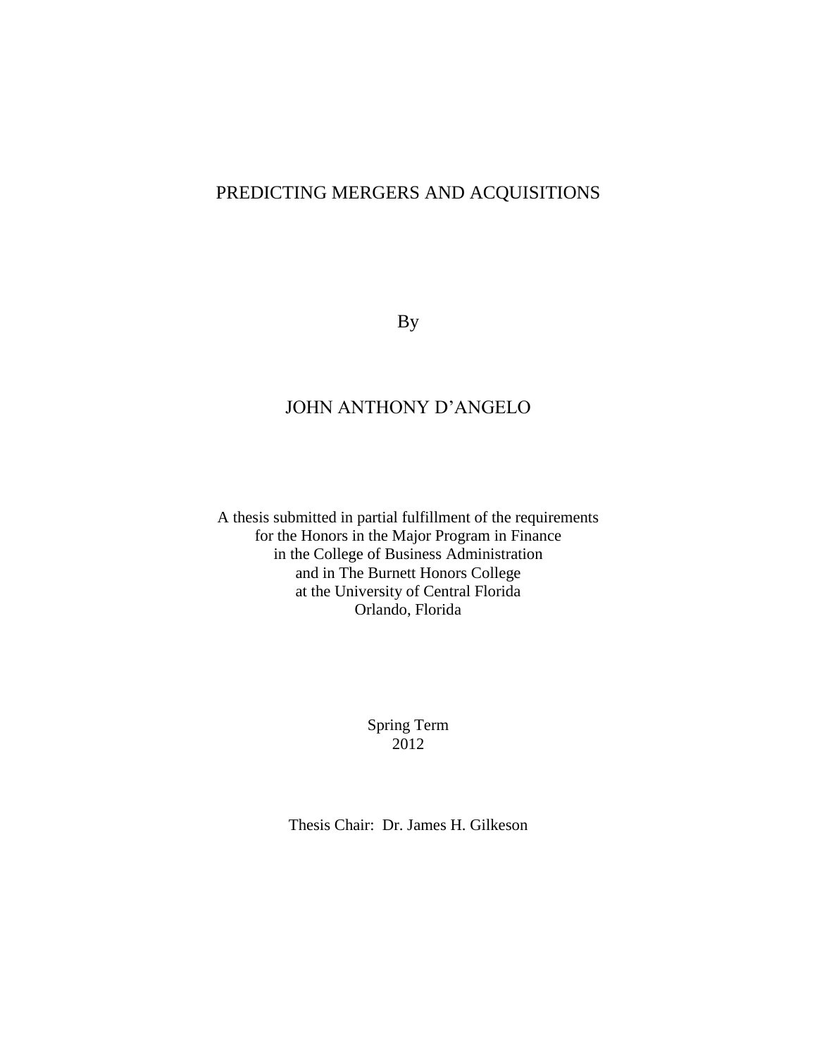# PREDICTING MERGERS AND ACQUISITIONS

By

JOHN ANTHONY D'ANGELO

A thesis submitted in partial fulfillment of the requirements
for the Honors in the Major Program in Finance
in the College of Business Administration
and in The Burnett Honors College
at the University of Central Florida
Orlando, Florida

Spring Term
2012

Thesis Chair: Dr. James H. Gilkeson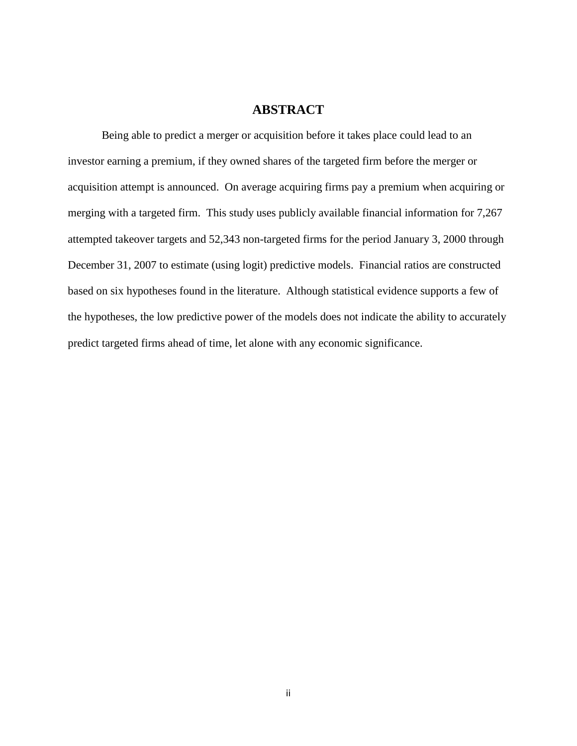## ABSTRACT

Being able to predict a merger or acquisition before it takes place could lead to an investor earning a premium, if they owned shares of the targeted firm before the merger or acquisition attempt is announced. On average acquiring firms pay a premium when acquiring or merging with a targeted firm. This study uses publicly available financial information for 7,267 attempted takeover targets and 52,343 non-targeted firms for the period January 3, 2000 through December 31, 2007 to estimate (using logit) predictive models. Financial ratios are constructed based on six hypotheses found in the literature. Although statistical evidence supports a few of the hypotheses, the low predictive power of the models does not indicate the ability to accurately predict targeted firms ahead of time, let alone with any economic significance.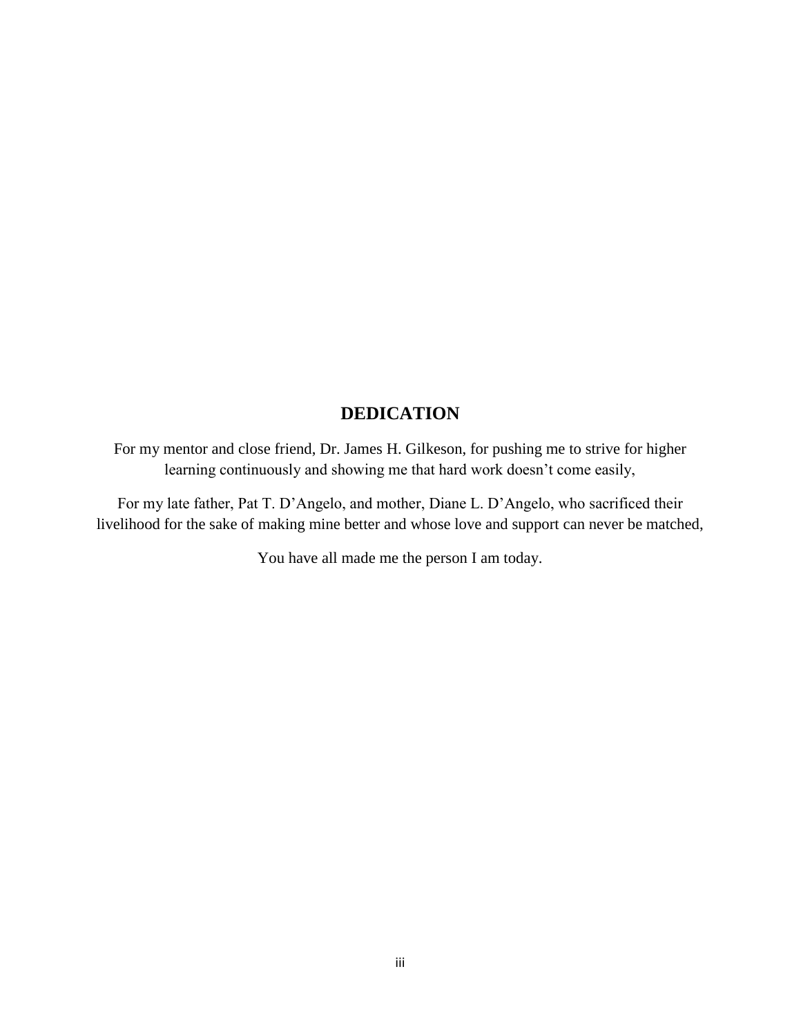# DEDICATION

For my mentor and close friend, Dr. James H. Gilkeson, for pushing me to strive for higher learning continuously and showing me that hard work doesn’t come easily,

For my late father, Pat T. D’Angelo, and mother, Diane L. D’Angelo, who sacrificed their livelihood for the sake of making mine better and whose love and support can never be matched,

You have all made me the person I am today.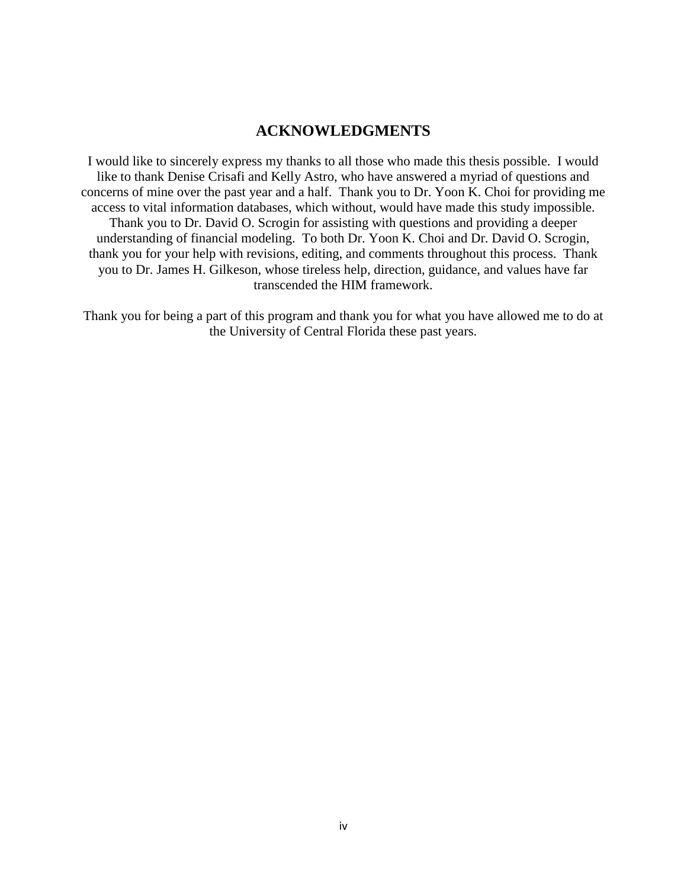# ACKNOWLEDGMENTS

I would like to sincerely express my thanks to all those who made this thesis possible. I would like to thank Denise Crisafi and Kelly Astro, who have answered a myriad of questions and concerns of mine over the past year and a half. Thank you to Dr. Yoon K. Choi for providing me access to vital information databases, which without, would have made this study impossible. Thank you to Dr. David O. Scrogin for assisting with questions and providing a deeper understanding of financial modeling. To both Dr. Yoon K. Choi and Dr. David O. Scrogin, thank you for your help with revisions, editing, and comments throughout this process. Thank you to Dr. James H. Gilkeson, whose tireless help, direction, guidance, and values have far transcended the HIM framework.

Thank you for being a part of this program and thank you for what you have allowed me to do at the University of Central Florida these past years.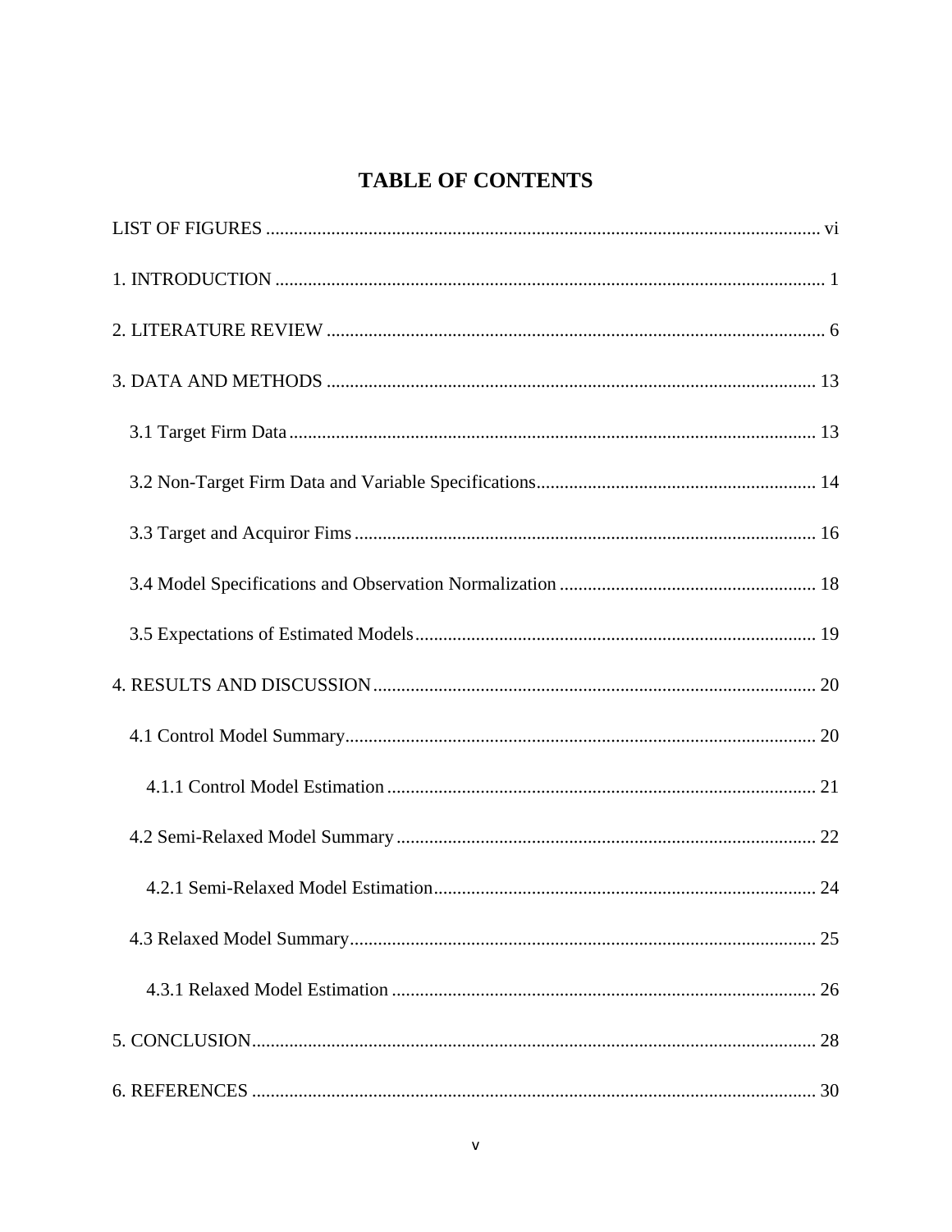# TABLE OF CONTENTS

LIST OF FIGURES ........................................................................................................ vi

1. INTRODUCTION ........................................................................................................ 1

2. LITERATURE REVIEW ........................................................................................... 6

3. DATA AND METHODS ............................................................................................ 13

  3.1 Target Firm Data .................................................................................................. 13

  3.2 Non-Target Firm Data and Variable Specifications ............................................. 14

  3.3 Target and Acquiror Fims ..................................................................................... 16

  3.4 Model Specifications and Observation Normalization ......................................... 18

  3.5 Expectations of Estimated Models ....................................................................... 19

4. RESULTS AND DISCUSSION .................................................................................. 20

  4.1 Control Model Summary ...................................................................................... 20

    4.1.1 Control Model Estimation ............................................................................. 21

  4.2 Semi-Relaxed Model Summary ............................................................................ 22

    4.2.1 Semi-Relaxed Model Estimation ................................................................... 24

  4.3 Relaxed Model Summary ...................................................................................... 25

    4.3.1 Relaxed Model Estimation ............................................................................ 26

5. CONCLUSION ............................................................................................................ 28

6. REFERENCES ............................................................................................................ 30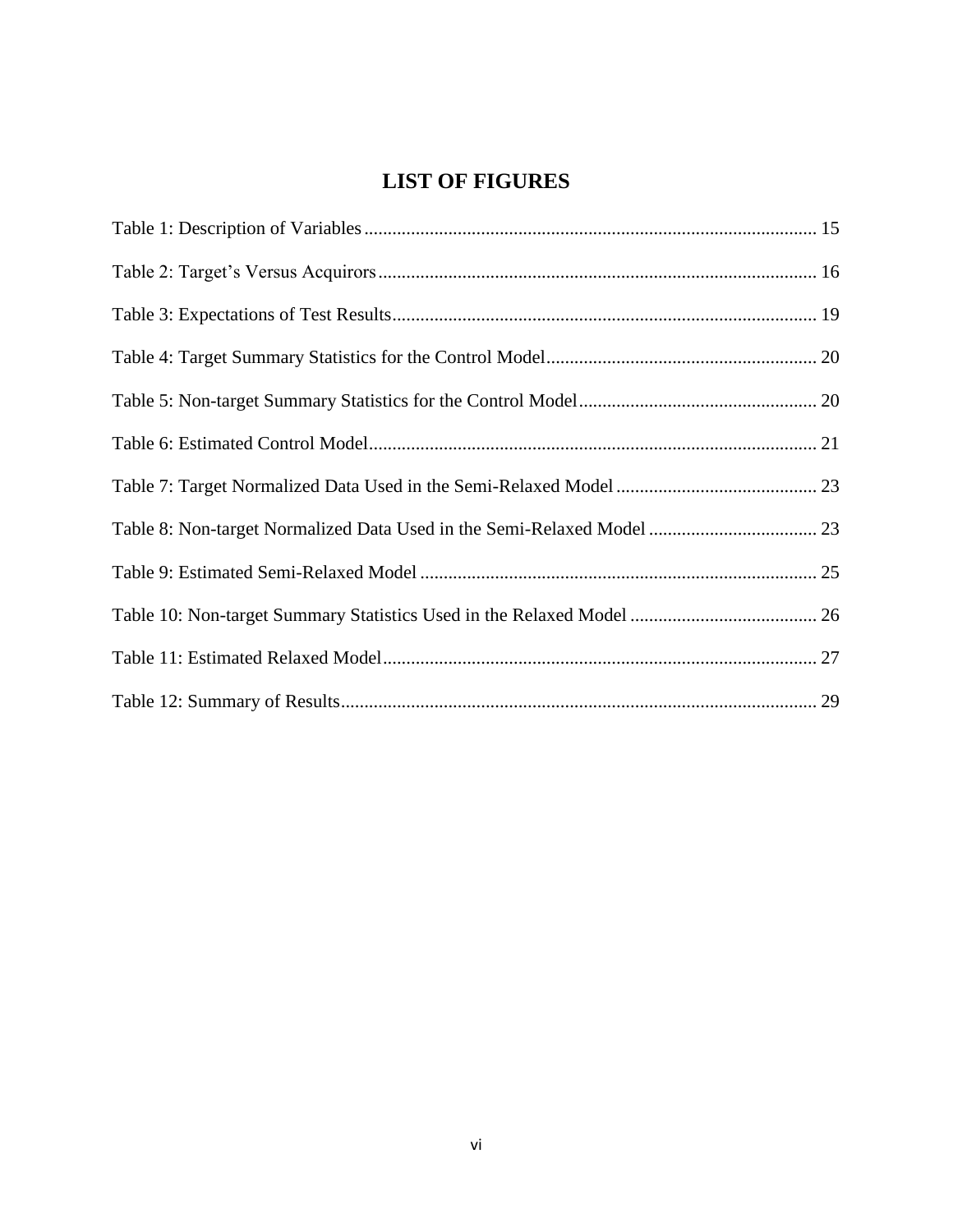# LIST OF FIGURES

Table 1: Description of Variables ........................................................................................ 15

Table 2: Target's Versus Acquirors ....................................................................................... 16

Table 3: Expectations of Test Results .................................................................................... 19

Table 4: Target Summary Statistics for the Control Model ................................................... 20

Table 5: Non-target Summary Statistics for the Control Model ............................................ 20

Table 6: Estimated Control Model ......................................................................................... 21

Table 7: Target Normalized Data Used in the Semi-Relaxed Model ..................................... 23

Table 8: Non-target Normalized Data Used in the Semi-Relaxed Model .............................. 23

Table 9: Estimated Semi-Relaxed Model ............................................................................... 25

Table 10: Non-target Summary Statistics Used in the Relaxed Model .................................. 26

Table 11: Estimated Relaxed Model ....................................................................................... 27

Table 12: Summary of Results ................................................................................................ 29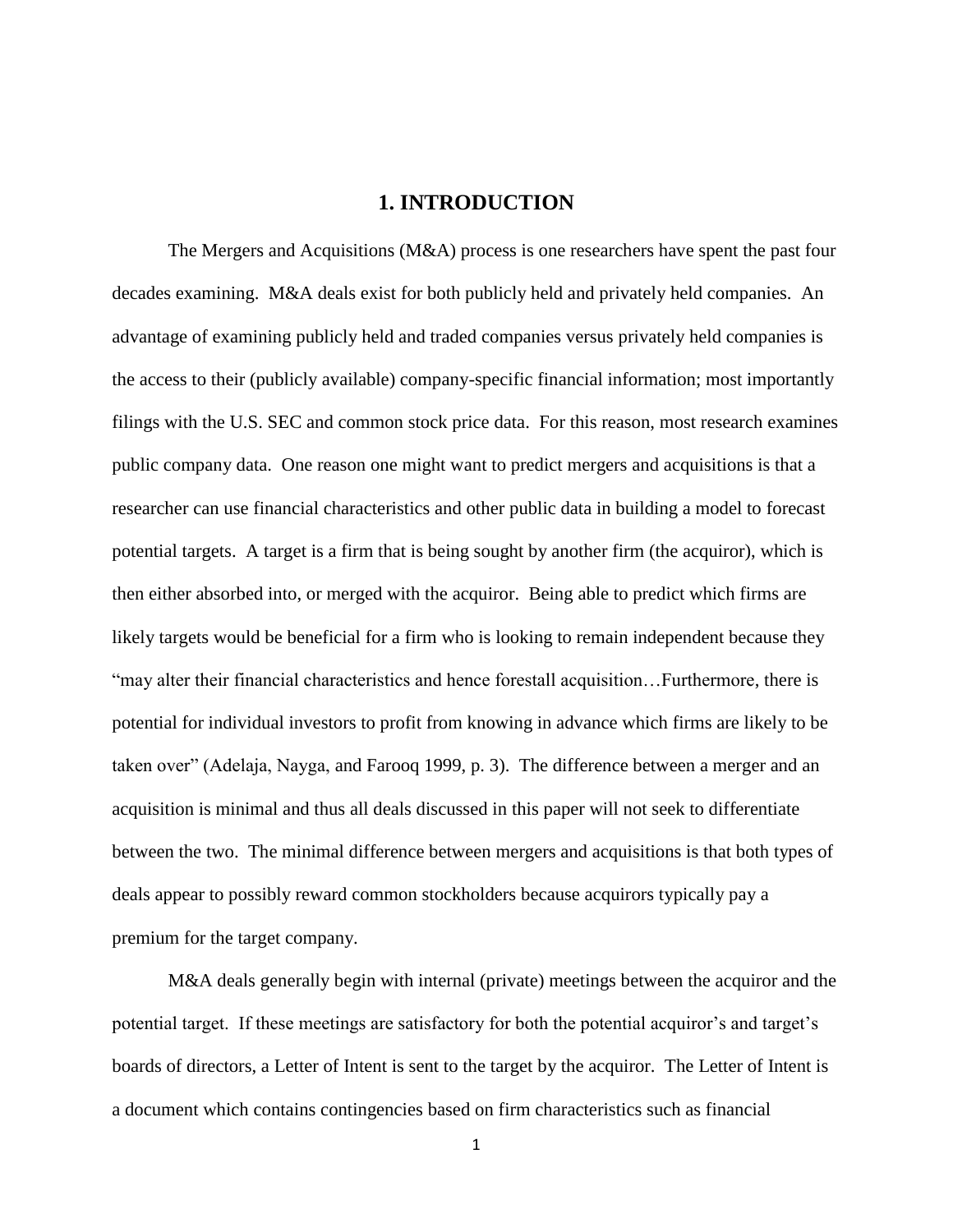# 1. INTRODUCTION

The Mergers and Acquisitions (M&A) process is one researchers have spent the past four decades examining. M&A deals exist for both publicly held and privately held companies. An advantage of examining publicly held and traded companies versus privately held companies is the access to their (publicly available) company-specific financial information; most importantly filings with the U.S. SEC and common stock price data. For this reason, most research examines public company data. One reason one might want to predict mergers and acquisitions is that a researcher can use financial characteristics and other public data in building a model to forecast potential targets. A target is a firm that is being sought by another firm (the acquiror), which is then either absorbed into, or merged with the acquiror. Being able to predict which firms are likely targets would be beneficial for a firm who is looking to remain independent because they "may alter their financial characteristics and hence forestall acquisition…Furthermore, there is potential for individual investors to profit from knowing in advance which firms are likely to be taken over" (Adelaja, Nayga, and Farooq 1999, p. 3). The difference between a merger and an acquisition is minimal and thus all deals discussed in this paper will not seek to differentiate between the two. The minimal difference between mergers and acquisitions is that both types of deals appear to possibly reward common stockholders because acquirors typically pay a premium for the target company.

M&A deals generally begin with internal (private) meetings between the acquiror and the potential target. If these meetings are satisfactory for both the potential acquiror's and target's boards of directors, a Letter of Intent is sent to the target by the acquiror. The Letter of Intent is a document which contains contingencies based on firm characteristics such as financial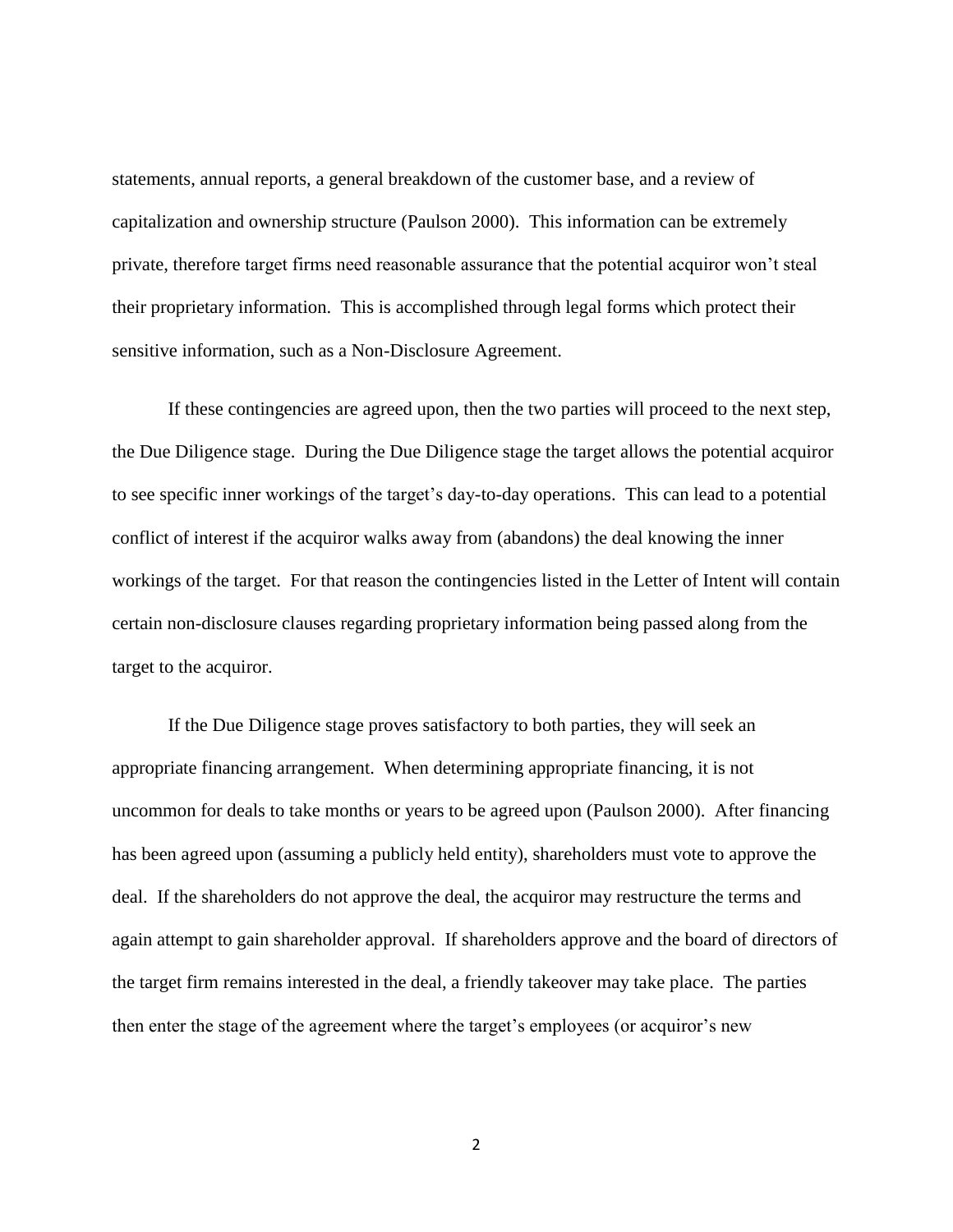statements, annual reports, a general breakdown of the customer base, and a review of capitalization and ownership structure (Paulson 2000). This information can be extremely private, therefore target firms need reasonable assurance that the potential acquiror won't steal their proprietary information. This is accomplished through legal forms which protect their sensitive information, such as a Non-Disclosure Agreement.

If these contingencies are agreed upon, then the two parties will proceed to the next step, the Due Diligence stage. During the Due Diligence stage the target allows the potential acquiror to see specific inner workings of the target's day-to-day operations. This can lead to a potential conflict of interest if the acquiror walks away from (abandons) the deal knowing the inner workings of the target. For that reason the contingencies listed in the Letter of Intent will contain certain non-disclosure clauses regarding proprietary information being passed along from the target to the acquiror.

If the Due Diligence stage proves satisfactory to both parties, they will seek an appropriate financing arrangement. When determining appropriate financing, it is not uncommon for deals to take months or years to be agreed upon (Paulson 2000). After financing has been agreed upon (assuming a publicly held entity), shareholders must vote to approve the deal. If the shareholders do not approve the deal, the acquiror may restructure the terms and again attempt to gain shareholder approval. If shareholders approve and the board of directors of the target firm remains interested in the deal, a friendly takeover may take place. The parties then enter the stage of the agreement where the target's employees (or acquiror's new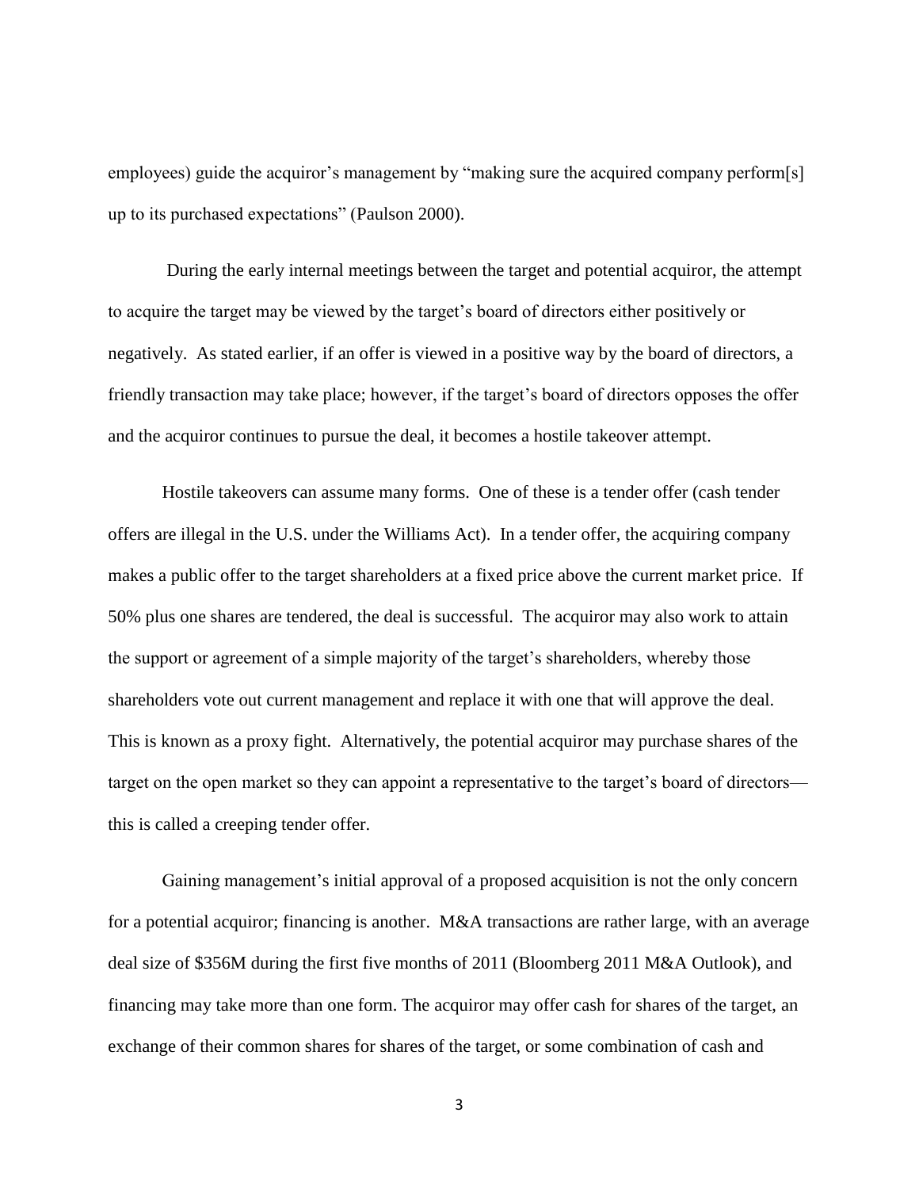employees) guide the acquiror's management by "making sure the acquired company perform[s] up to its purchased expectations" (Paulson 2000).

During the early internal meetings between the target and potential acquiror, the attempt to acquire the target may be viewed by the target's board of directors either positively or negatively. As stated earlier, if an offer is viewed in a positive way by the board of directors, a friendly transaction may take place; however, if the target's board of directors opposes the offer and the acquiror continues to pursue the deal, it becomes a hostile takeover attempt.

Hostile takeovers can assume many forms. One of these is a tender offer (cash tender offers are illegal in the U.S. under the Williams Act). In a tender offer, the acquiring company makes a public offer to the target shareholders at a fixed price above the current market price. If 50% plus one shares are tendered, the deal is successful. The acquiror may also work to attain the support or agreement of a simple majority of the target's shareholders, whereby those shareholders vote out current management and replace it with one that will approve the deal. This is known as a proxy fight. Alternatively, the potential acquiror may purchase shares of the target on the open market so they can appoint a representative to the target's board of directors—this is called a creeping tender offer.

Gaining management's initial approval of a proposed acquisition is not the only concern for a potential acquiror; financing is another. M&A transactions are rather large, with an average deal size of $356M during the first five months of 2011 (Bloomberg 2011 M&A Outlook), and financing may take more than one form. The acquiror may offer cash for shares of the target, an exchange of their common shares for shares of the target, or some combination of cash and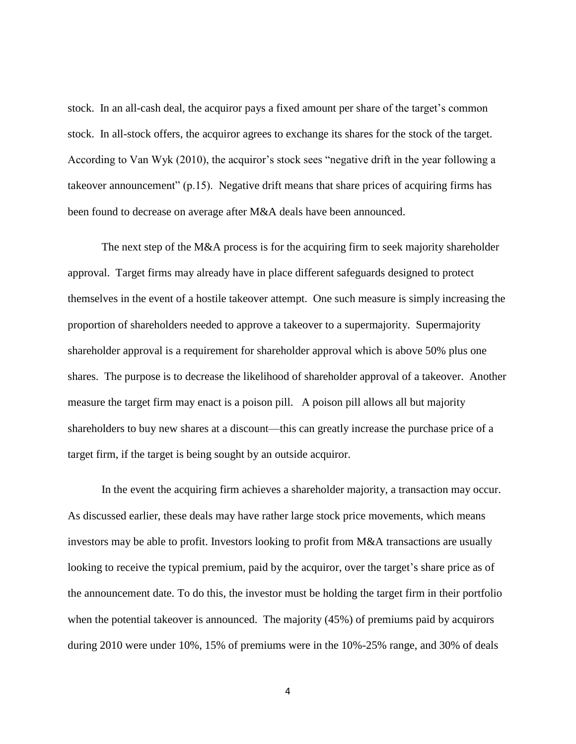stock. In an all-cash deal, the acquiror pays a fixed amount per share of the target's common stock. In all-stock offers, the acquiror agrees to exchange its shares for the stock of the target. According to Van Wyk (2010), the acquiror's stock sees "negative drift in the year following a takeover announcement" (p.15). Negative drift means that share prices of acquiring firms has been found to decrease on average after M&A deals have been announced.

The next step of the M&A process is for the acquiring firm to seek majority shareholder approval. Target firms may already have in place different safeguards designed to protect themselves in the event of a hostile takeover attempt. One such measure is simply increasing the proportion of shareholders needed to approve a takeover to a supermajority. Supermajority shareholder approval is a requirement for shareholder approval which is above 50% plus one shares. The purpose is to decrease the likelihood of shareholder approval of a takeover. Another measure the target firm may enact is a poison pill. A poison pill allows all but majority shareholders to buy new shares at a discount—this can greatly increase the purchase price of a target firm, if the target is being sought by an outside acquiror.

In the event the acquiring firm achieves a shareholder majority, a transaction may occur. As discussed earlier, these deals may have rather large stock price movements, which means investors may be able to profit. Investors looking to profit from M&A transactions are usually looking to receive the typical premium, paid by the acquiror, over the target's share price as of the announcement date. To do this, the investor must be holding the target firm in their portfolio when the potential takeover is announced. The majority (45%) of premiums paid by acquirors during 2010 were under 10%, 15% of premiums were in the 10%-25% range, and 30% of deals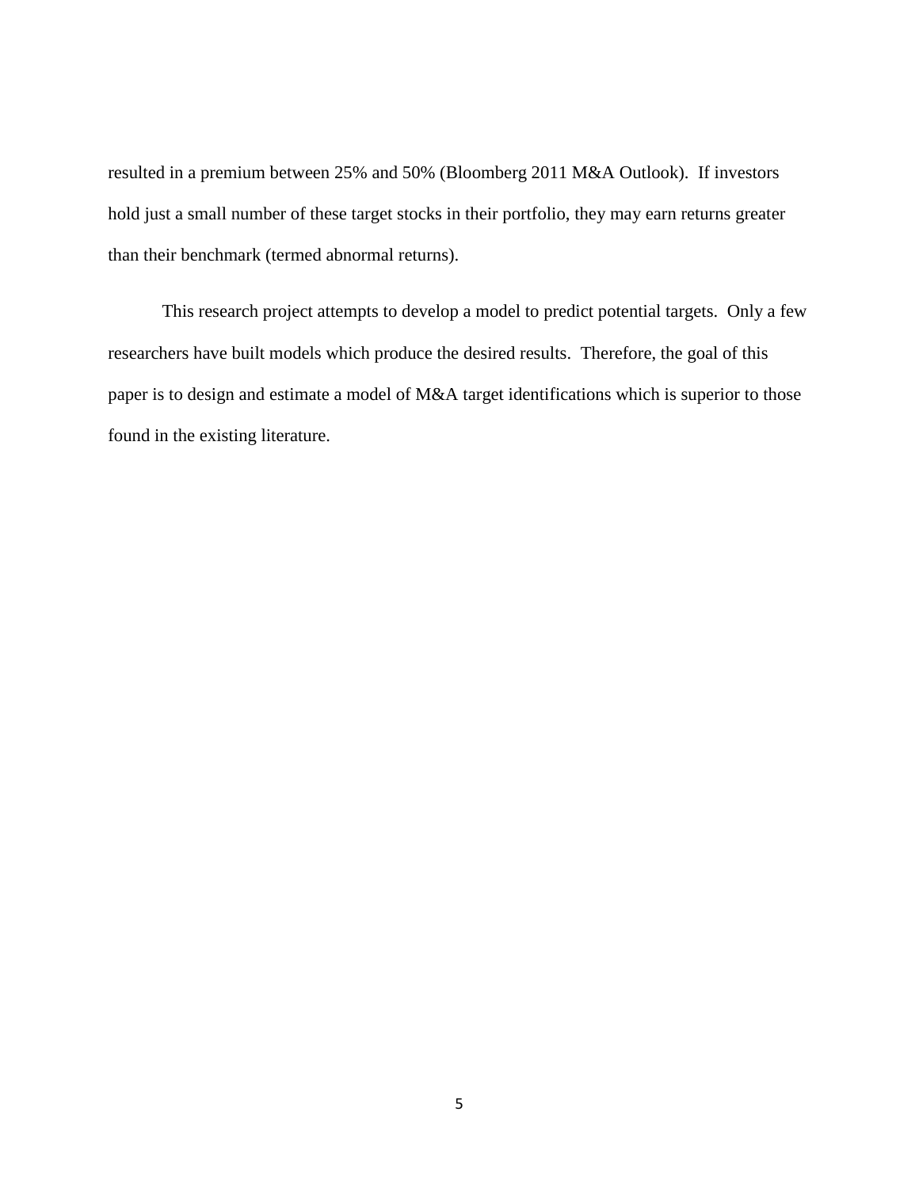resulted in a premium between 25% and 50% (Bloomberg 2011 M&A Outlook). If investors hold just a small number of these target stocks in their portfolio, they may earn returns greater than their benchmark (termed abnormal returns).

This research project attempts to develop a model to predict potential targets. Only a few researchers have built models which produce the desired results. Therefore, the goal of this paper is to design and estimate a model of M&A target identifications which is superior to those found in the existing literature.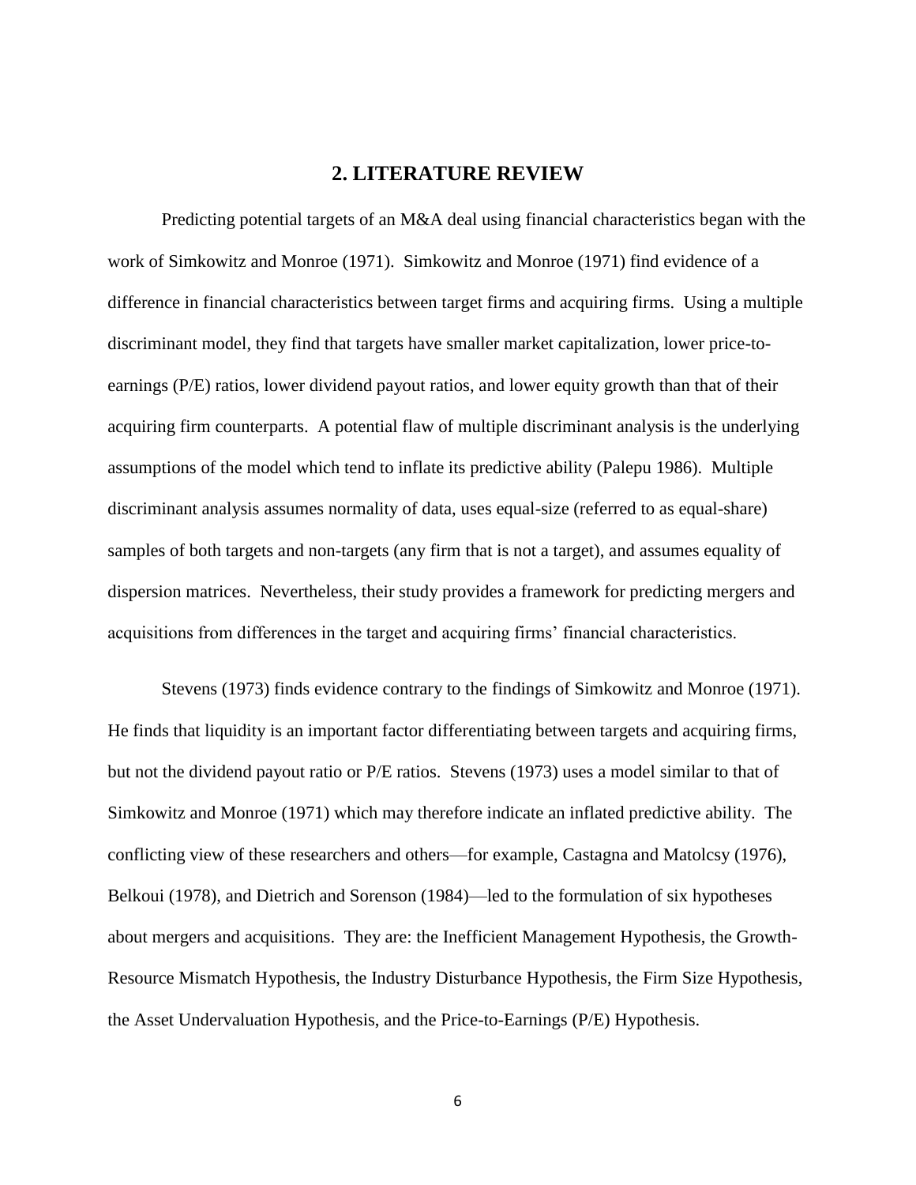## 2. LITERATURE REVIEW

Predicting potential targets of an M&A deal using financial characteristics began with the work of Simkowitz and Monroe (1971). Simkowitz and Monroe (1971) find evidence of a difference in financial characteristics between target firms and acquiring firms. Using a multiple discriminant model, they find that targets have smaller market capitalization, lower price-to-earnings (P/E) ratios, lower dividend payout ratios, and lower equity growth than that of their acquiring firm counterparts. A potential flaw of multiple discriminant analysis is the underlying assumptions of the model which tend to inflate its predictive ability (Palepu 1986). Multiple discriminant analysis assumes normality of data, uses equal-size (referred to as equal-share) samples of both targets and non-targets (any firm that is not a target), and assumes equality of dispersion matrices. Nevertheless, their study provides a framework for predicting mergers and acquisitions from differences in the target and acquiring firms' financial characteristics.

Stevens (1973) finds evidence contrary to the findings of Simkowitz and Monroe (1971). He finds that liquidity is an important factor differentiating between targets and acquiring firms, but not the dividend payout ratio or P/E ratios. Stevens (1973) uses a model similar to that of Simkowitz and Monroe (1971) which may therefore indicate an inflated predictive ability. The conflicting view of these researchers and others—for example, Castagna and Matolcsy (1976), Belkoui (1978), and Dietrich and Sorenson (1984)—led to the formulation of six hypotheses about mergers and acquisitions. They are: the Inefficient Management Hypothesis, the Growth-Resource Mismatch Hypothesis, the Industry Disturbance Hypothesis, the Firm Size Hypothesis, the Asset Undervaluation Hypothesis, and the Price-to-Earnings (P/E) Hypothesis.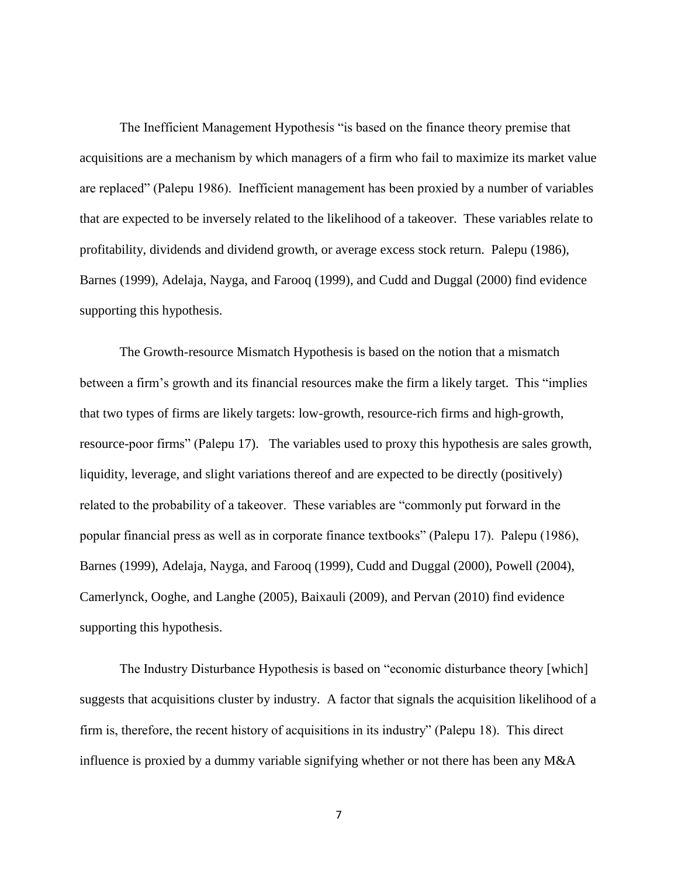The Inefficient Management Hypothesis "is based on the finance theory premise that acquisitions are a mechanism by which managers of a firm who fail to maximize its market value are replaced" (Palepu 1986). Inefficient management has been proxied by a number of variables that are expected to be inversely related to the likelihood of a takeover. These variables relate to profitability, dividends and dividend growth, or average excess stock return. Palepu (1986), Barnes (1999), Adelaja, Nayga, and Farooq (1999), and Cudd and Duggal (2000) find evidence supporting this hypothesis.

The Growth-resource Mismatch Hypothesis is based on the notion that a mismatch between a firm's growth and its financial resources make the firm a likely target. This "implies that two types of firms are likely targets: low-growth, resource-rich firms and high-growth, resource-poor firms" (Palepu 17). The variables used to proxy this hypothesis are sales growth, liquidity, leverage, and slight variations thereof and are expected to be directly (positively) related to the probability of a takeover. These variables are "commonly put forward in the popular financial press as well as in corporate finance textbooks" (Palepu 17). Palepu (1986), Barnes (1999), Adelaja, Nayga, and Farooq (1999), Cudd and Duggal (2000), Powell (2004), Camerlynck, Ooghe, and Langhe (2005), Baixauli (2009), and Pervan (2010) find evidence supporting this hypothesis.

The Industry Disturbance Hypothesis is based on "economic disturbance theory [which] suggests that acquisitions cluster by industry. A factor that signals the acquisition likelihood of a firm is, therefore, the recent history of acquisitions in its industry" (Palepu 18). This direct influence is proxied by a dummy variable signifying whether or not there has been any M&A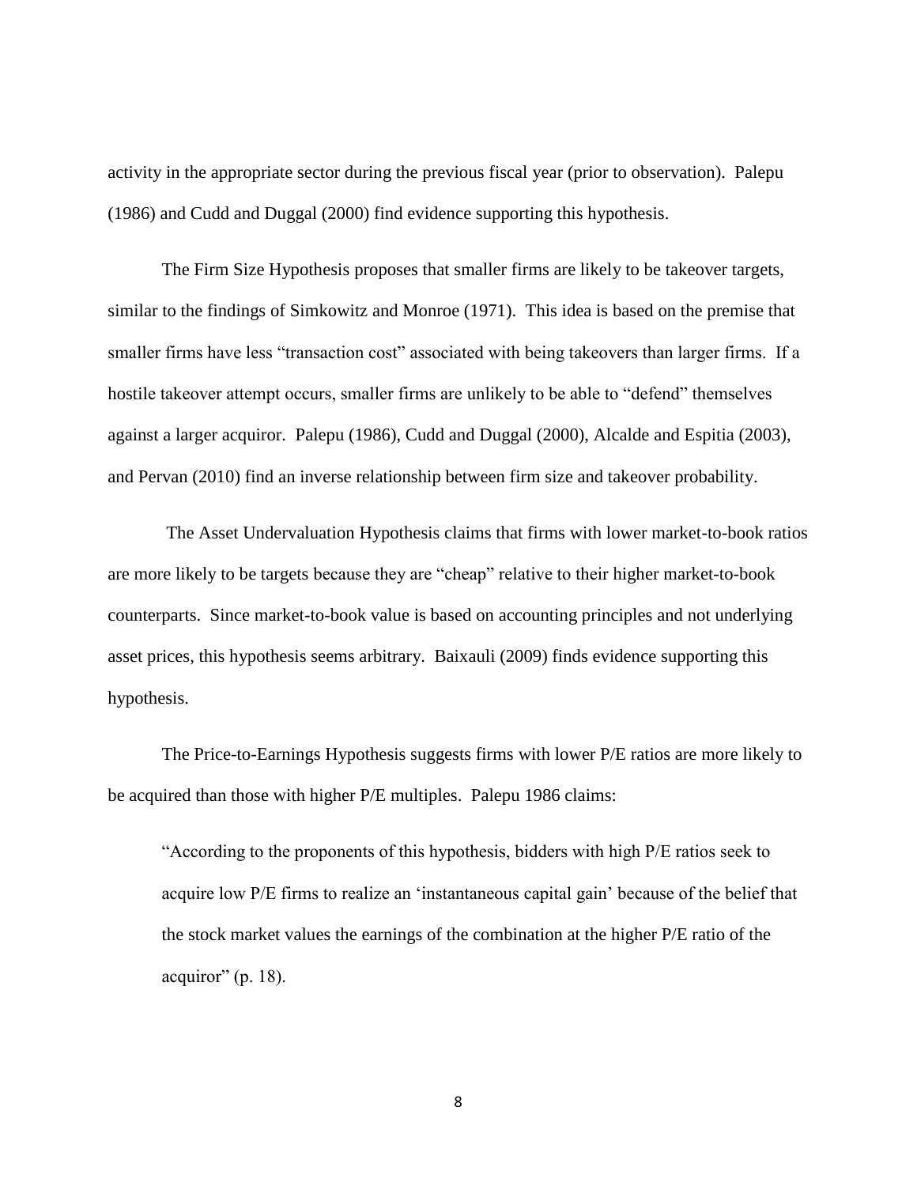activity in the appropriate sector during the previous fiscal year (prior to observation). Palepu (1986) and Cudd and Duggal (2000) find evidence supporting this hypothesis.

The Firm Size Hypothesis proposes that smaller firms are likely to be takeover targets, similar to the findings of Simkowitz and Monroe (1971). This idea is based on the premise that smaller firms have less "transaction cost" associated with being takeovers than larger firms. If a hostile takeover attempt occurs, smaller firms are unlikely to be able to "defend" themselves against a larger acquiror. Palepu (1986), Cudd and Duggal (2000), Alcalde and Espitia (2003), and Pervan (2010) find an inverse relationship between firm size and takeover probability.

The Asset Undervaluation Hypothesis claims that firms with lower market-to-book ratios are more likely to be targets because they are "cheap" relative to their higher market-to-book counterparts. Since market-to-book value is based on accounting principles and not underlying asset prices, this hypothesis seems arbitrary. Baixauli (2009) finds evidence supporting this hypothesis.

The Price-to-Earnings Hypothesis suggests firms with lower P/E ratios are more likely to be acquired than those with higher P/E multiples. Palepu 1986 claims:

> "According to the proponents of this hypothesis, bidders with high P/E ratios seek to acquire low P/E firms to realize an 'instantaneous capital gain' because of the belief that the stock market values the earnings of the combination at the higher P/E ratio of the acquiror" (p. 18).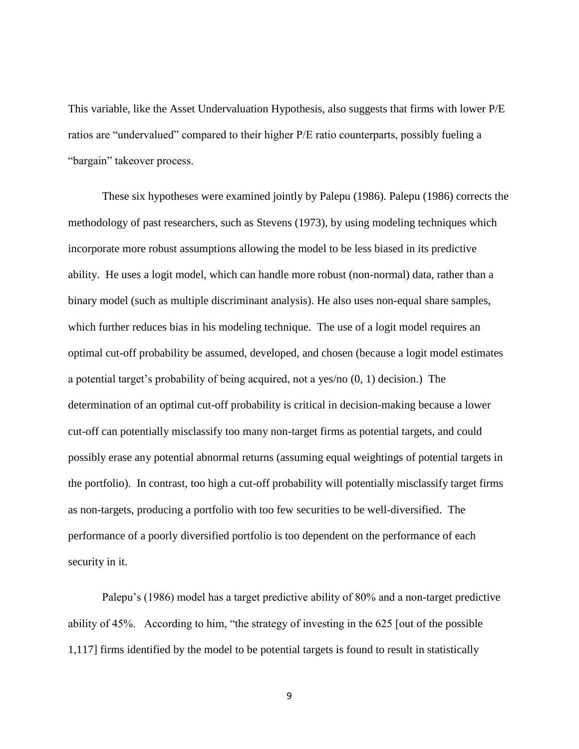This variable, like the Asset Undervaluation Hypothesis, also suggests that firms with lower P/E ratios are "undervalued" compared to their higher P/E ratio counterparts, possibly fueling a "bargain" takeover process.

These six hypotheses were examined jointly by Palepu (1986). Palepu (1986) corrects the methodology of past researchers, such as Stevens (1973), by using modeling techniques which incorporate more robust assumptions allowing the model to be less biased in its predictive ability. He uses a logit model, which can handle more robust (non-normal) data, rather than a binary model (such as multiple discriminant analysis). He also uses non-equal share samples, which further reduces bias in his modeling technique. The use of a logit model requires an optimal cut-off probability be assumed, developed, and chosen (because a logit model estimates a potential target's probability of being acquired, not a yes/no (0, 1) decision.) The determination of an optimal cut-off probability is critical in decision-making because a lower cut-off can potentially misclassify too many non-target firms as potential targets, and could possibly erase any potential abnormal returns (assuming equal weightings of potential targets in the portfolio). In contrast, too high a cut-off probability will potentially misclassify target firms as non-targets, producing a portfolio with too few securities to be well-diversified. The performance of a poorly diversified portfolio is too dependent on the performance of each security in it.

Palepu's (1986) model has a target predictive ability of 80% and a non-target predictive ability of 45%. According to him, "the strategy of investing in the 625 [out of the possible 1,117] firms identified by the model to be potential targets is found to result in statistically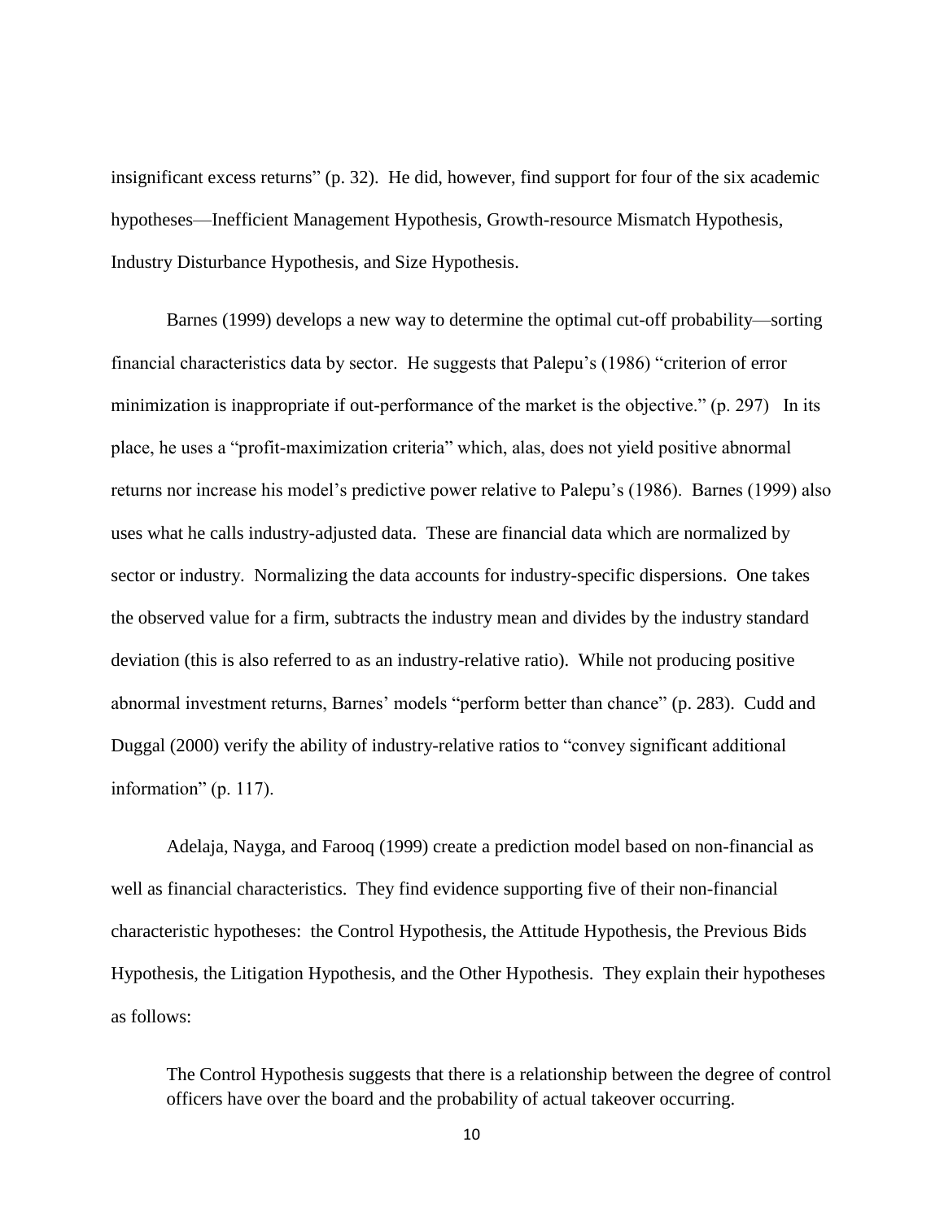insignificant excess returns" (p. 32). He did, however, find support for four of the six academic hypotheses—Inefficient Management Hypothesis, Growth-resource Mismatch Hypothesis, Industry Disturbance Hypothesis, and Size Hypothesis.

Barnes (1999) develops a new way to determine the optimal cut-off probability—sorting financial characteristics data by sector. He suggests that Palepu's (1986) "criterion of error minimization is inappropriate if out-performance of the market is the objective." (p. 297) In its place, he uses a "profit-maximization criteria" which, alas, does not yield positive abnormal returns nor increase his model's predictive power relative to Palepu's (1986). Barnes (1999) also uses what he calls industry-adjusted data. These are financial data which are normalized by sector or industry. Normalizing the data accounts for industry-specific dispersions. One takes the observed value for a firm, subtracts the industry mean and divides by the industry standard deviation (this is also referred to as an industry-relative ratio). While not producing positive abnormal investment returns, Barnes' models "perform better than chance" (p. 283). Cudd and Duggal (2000) verify the ability of industry-relative ratios to "convey significant additional information" (p. 117).

Adelaja, Nayga, and Farooq (1999) create a prediction model based on non-financial as well as financial characteristics. They find evidence supporting five of their non-financial characteristic hypotheses: the Control Hypothesis, the Attitude Hypothesis, the Previous Bids Hypothesis, the Litigation Hypothesis, and the Other Hypothesis. They explain their hypotheses as follows:

> The Control Hypothesis suggests that there is a relationship between the degree of control officers have over the board and the probability of actual takeover occurring.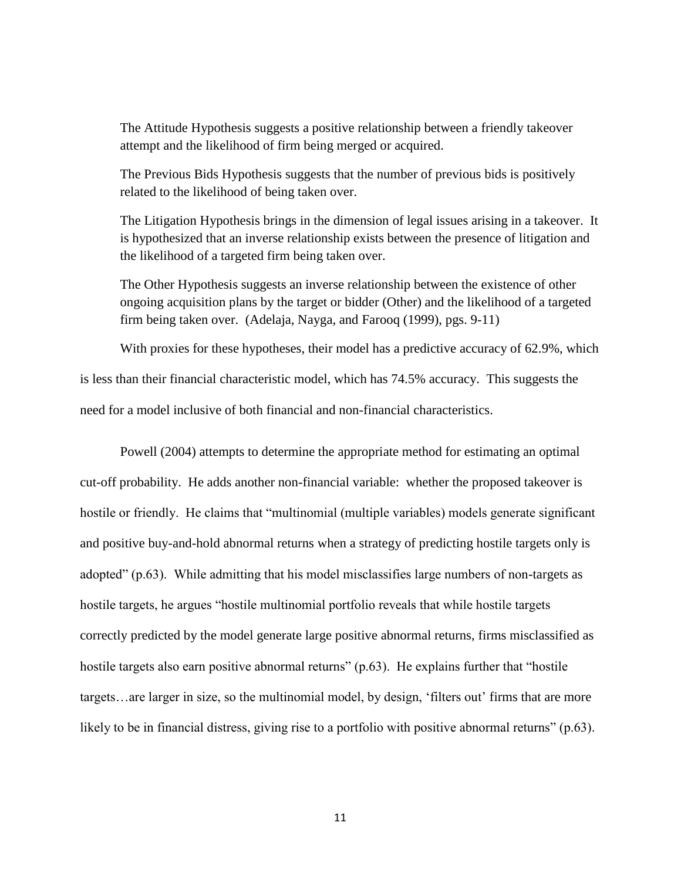> The Attitude Hypothesis suggests a positive relationship between a friendly takeover attempt and the likelihood of firm being merged or acquired.
>
> The Previous Bids Hypothesis suggests that the number of previous bids is positively related to the likelihood of being taken over.
>
> The Litigation Hypothesis brings in the dimension of legal issues arising in a takeover. It is hypothesized that an inverse relationship exists between the presence of litigation and the likelihood of a targeted firm being taken over.
>
> The Other Hypothesis suggests an inverse relationship between the existence of other ongoing acquisition plans by the target or bidder (Other) and the likelihood of a targeted firm being taken over. (Adelaja, Nayga, and Farooq (1999), pgs. 9-11)

With proxies for these hypotheses, their model has a predictive accuracy of 62.9%, which is less than their financial characteristic model, which has 74.5% accuracy. This suggests the need for a model inclusive of both financial and non-financial characteristics.

Powell (2004) attempts to determine the appropriate method for estimating an optimal cut-off probability. He adds another non-financial variable: whether the proposed takeover is hostile or friendly. He claims that "multinomial (multiple variables) models generate significant and positive buy-and-hold abnormal returns when a strategy of predicting hostile targets only is adopted" (p.63). While admitting that his model misclassifies large numbers of non-targets as hostile targets, he argues "hostile multinomial portfolio reveals that while hostile targets correctly predicted by the model generate large positive abnormal returns, firms misclassified as hostile targets also earn positive abnormal returns" (p.63). He explains further that "hostile targets…are larger in size, so the multinomial model, by design, 'filters out' firms that are more likely to be in financial distress, giving rise to a portfolio with positive abnormal returns" (p.63).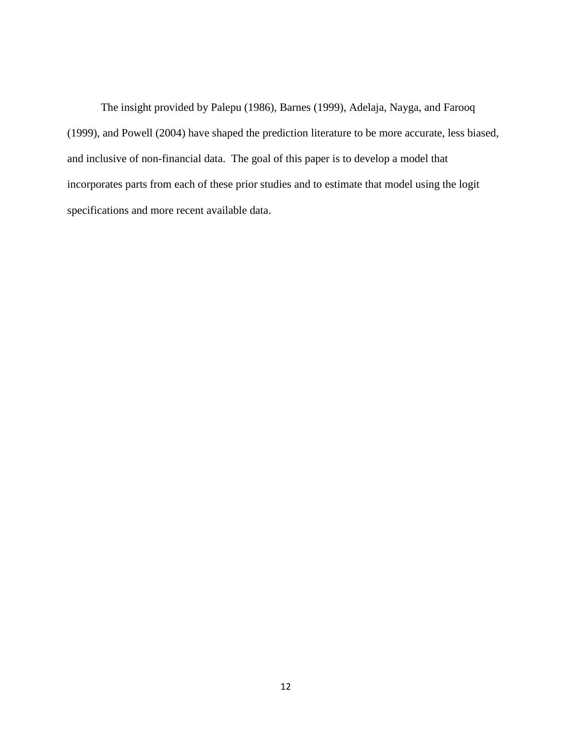The insight provided by Palepu (1986), Barnes (1999), Adelaja, Nayga, and Farooq (1999), and Powell (2004) have shaped the prediction literature to be more accurate, less biased, and inclusive of non-financial data. The goal of this paper is to develop a model that incorporates parts from each of these prior studies and to estimate that model using the logit specifications and more recent available data.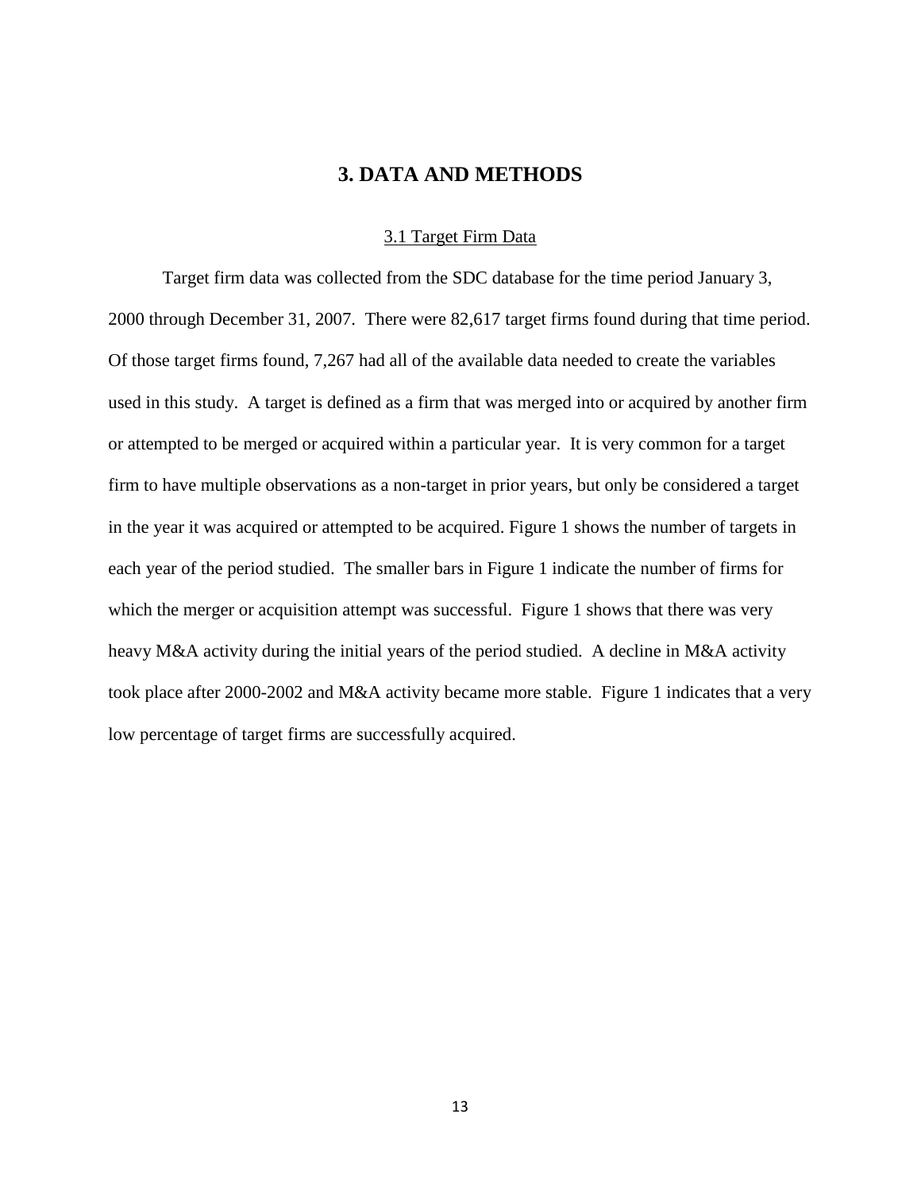# 3. DATA AND METHODS

## 3.1 Target Firm Data

Target firm data was collected from the SDC database for the time period January 3, 2000 through December 31, 2007. There were 82,617 target firms found during that time period. Of those target firms found, 7,267 had all of the available data needed to create the variables used in this study. A target is defined as a firm that was merged into or acquired by another firm or attempted to be merged or acquired within a particular year. It is very common for a target firm to have multiple observations as a non-target in prior years, but only be considered a target in the year it was acquired or attempted to be acquired. Figure 1 shows the number of targets in each year of the period studied. The smaller bars in Figure 1 indicate the number of firms for which the merger or acquisition attempt was successful. Figure 1 shows that there was very heavy M&A activity during the initial years of the period studied. A decline in M&A activity took place after 2000-2002 and M&A activity became more stable. Figure 1 indicates that a very low percentage of target firms are successfully acquired.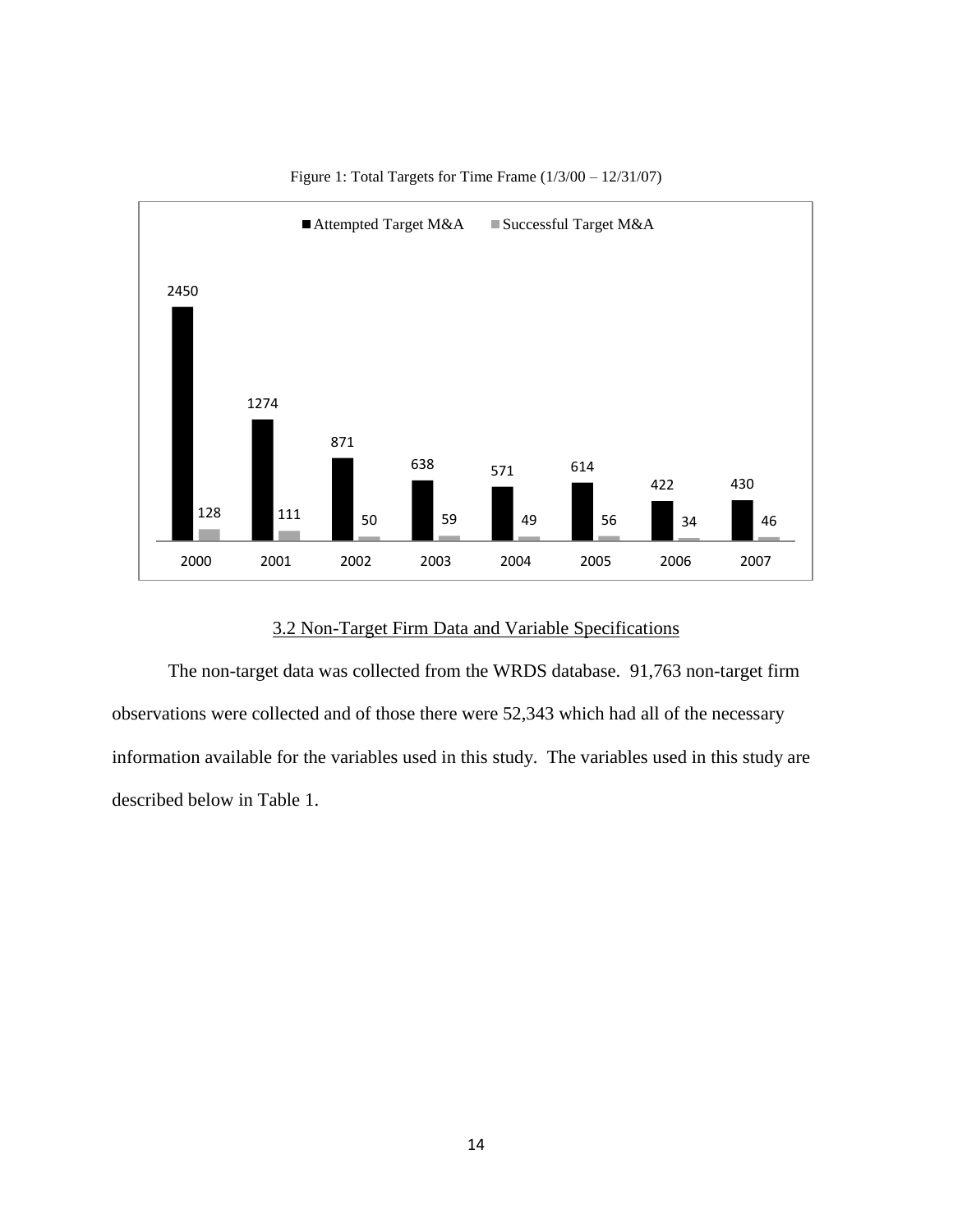Figure 1: Total Targets for Time Frame (1/3/00 – 12/31/07)

| Year | Attempted Target M&A | Successful Target M&A |
|---|---|---|
| 2000 | 2450 | 128 |
| 2001 | 1274 | 111 |
| 2002 | 871 | 50 |
| 2003 | 638 | 59 |
| 2004 | 571 | 49 |
| 2005 | 614 | 56 |
| 2006 | 422 | 34 |
| 2007 | 430 | 46 |

### 3.2 Non-Target Firm Data and Variable Specifications

The non-target data was collected from the WRDS database. 91,763 non-target firm observations were collected and of those there were 52,343 which had all of the necessary information available for the variables used in this study. The variables used in this study are described below in Table 1.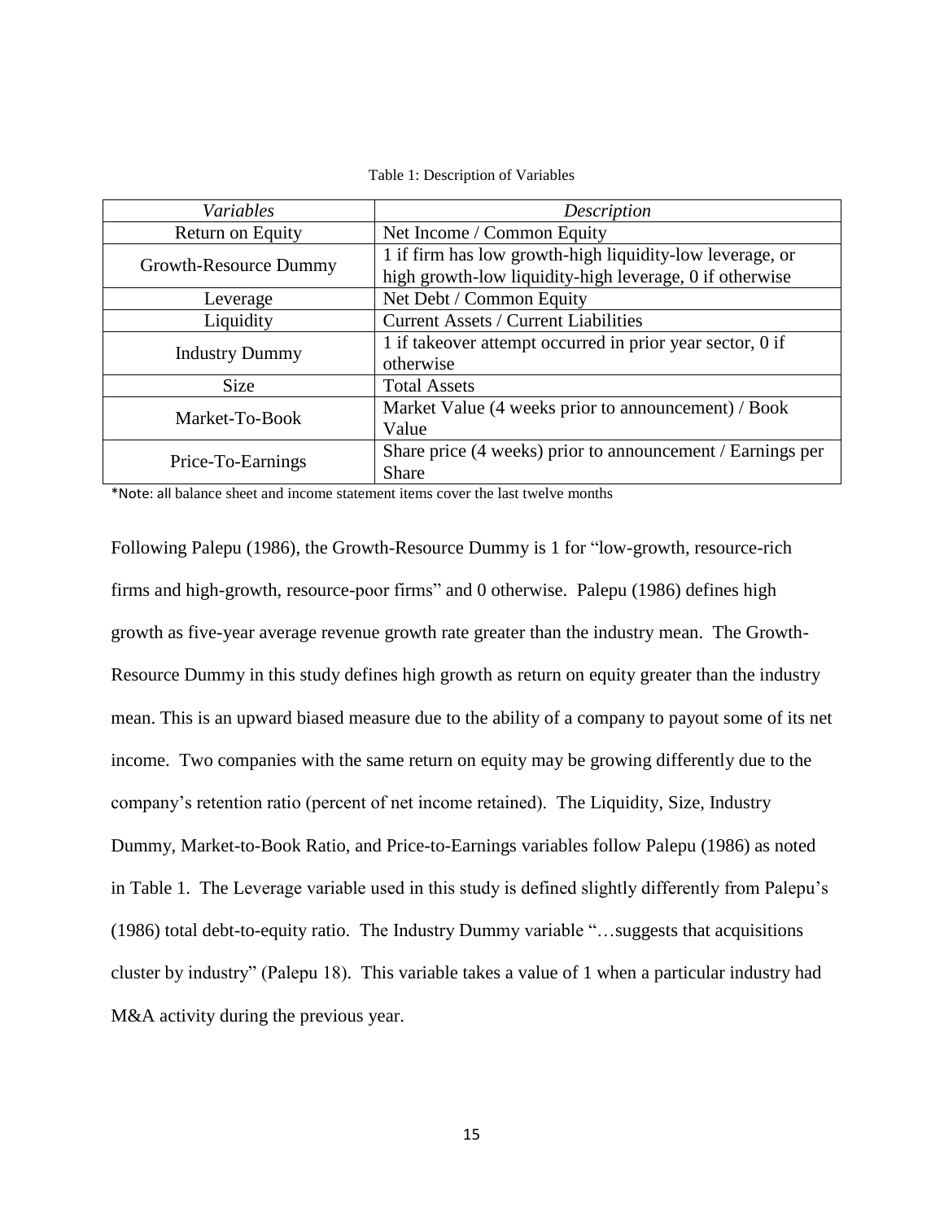Table 1: Description of Variables

| *Variables* | *Description* |
| --- | --- |
| Return on Equity | Net Income / Common Equity |
| Growth-Resource Dummy | 1 if firm has low growth-high liquidity-low leverage, or high growth-low liquidity-high leverage, 0 if otherwise |
| Leverage | Net Debt / Common Equity |
| Liquidity | Current Assets / Current Liabilities |
| Industry Dummy | 1 if takeover attempt occurred in prior year sector, 0 if otherwise |
| Size | Total Assets |
| Market-To-Book | Market Value (4 weeks prior to announcement) / Book Value |
| Price-To-Earnings | Share price (4 weeks) prior to announcement / Earnings per Share |

*Note: all balance sheet and income statement items cover the last twelve months

Following Palepu (1986), the Growth-Resource Dummy is 1 for "low-growth, resource-rich firms and high-growth, resource-poor firms" and 0 otherwise. Palepu (1986) defines high growth as five-year average revenue growth rate greater than the industry mean. The Growth-Resource Dummy in this study defines high growth as return on equity greater than the industry mean. This is an upward biased measure due to the ability of a company to payout some of its net income. Two companies with the same return on equity may be growing differently due to the company's retention ratio (percent of net income retained). The Liquidity, Size, Industry Dummy, Market-to-Book Ratio, and Price-to-Earnings variables follow Palepu (1986) as noted in Table 1. The Leverage variable used in this study is defined slightly differently from Palepu's (1986) total debt-to-equity ratio. The Industry Dummy variable "…suggests that acquisitions cluster by industry" (Palepu 18). This variable takes a value of 1 when a particular industry had M&A activity during the previous year.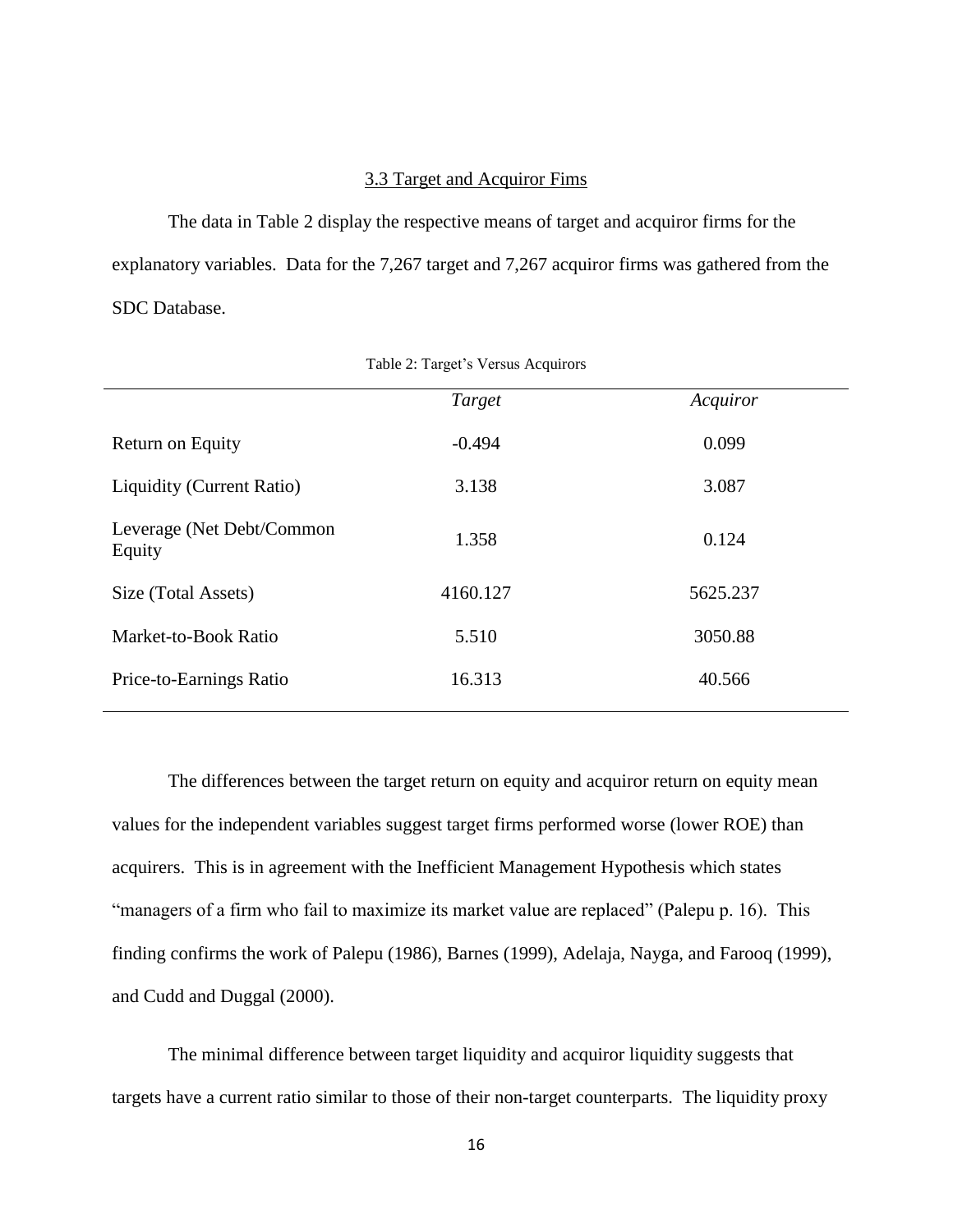### 3.3 Target and Acquiror Fims

The data in Table 2 display the respective means of target and acquiror firms for the explanatory variables. Data for the 7,267 target and 7,267 acquiror firms was gathered from the SDC Database.

Table 2: Target's Versus Acquirors

| | *Target* | *Acquiror* |
|---|---|---|
| Return on Equity | -0.494 | 0.099 |
| Liquidity (Current Ratio) | 3.138 | 3.087 |
| Leverage (Net Debt/Common Equity | 1.358 | 0.124 |
| Size (Total Assets) | 4160.127 | 5625.237 |
| Market-to-Book Ratio | 5.510 | 3050.88 |
| Price-to-Earnings Ratio | 16.313 | 40.566 |

The differences between the target return on equity and acquiror return on equity mean values for the independent variables suggest target firms performed worse (lower ROE) than acquirers. This is in agreement with the Inefficient Management Hypothesis which states "managers of a firm who fail to maximize its market value are replaced" (Palepu p. 16). This finding confirms the work of Palepu (1986), Barnes (1999), Adelaja, Nayga, and Farooq (1999), and Cudd and Duggal (2000).

The minimal difference between target liquidity and acquiror liquidity suggests that targets have a current ratio similar to those of their non-target counterparts. The liquidity proxy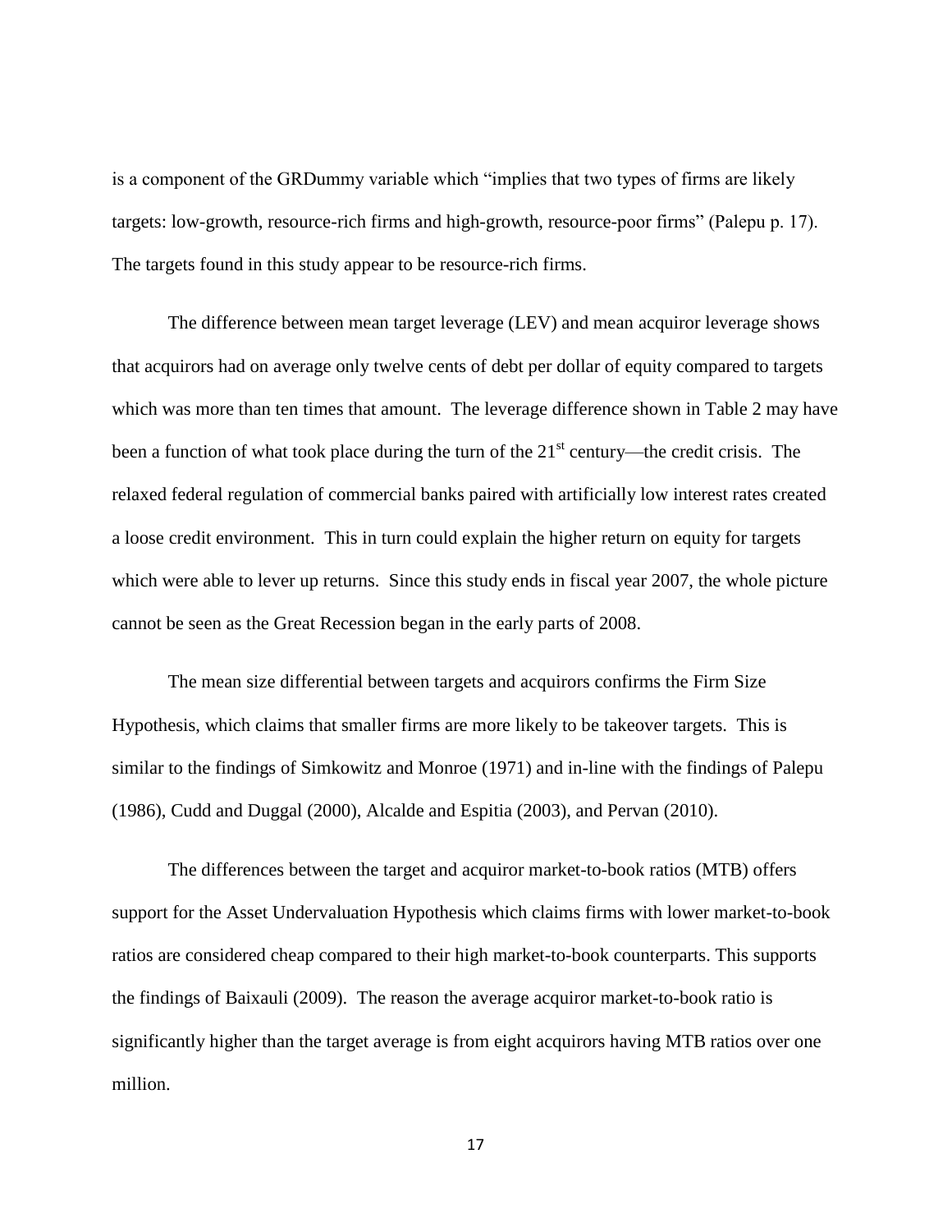is a component of the GRDummy variable which "implies that two types of firms are likely targets: low-growth, resource-rich firms and high-growth, resource-poor firms" (Palepu p. 17). The targets found in this study appear to be resource-rich firms.

The difference between mean target leverage (LEV) and mean acquiror leverage shows that acquirors had on average only twelve cents of debt per dollar of equity compared to targets which was more than ten times that amount. The leverage difference shown in Table 2 may have been a function of what took place during the turn of the 21st century—the credit crisis. The relaxed federal regulation of commercial banks paired with artificially low interest rates created a loose credit environment. This in turn could explain the higher return on equity for targets which were able to lever up returns. Since this study ends in fiscal year 2007, the whole picture cannot be seen as the Great Recession began in the early parts of 2008.

The mean size differential between targets and acquirors confirms the Firm Size Hypothesis, which claims that smaller firms are more likely to be takeover targets. This is similar to the findings of Simkowitz and Monroe (1971) and in-line with the findings of Palepu (1986), Cudd and Duggal (2000), Alcalde and Espitia (2003), and Pervan (2010).

The differences between the target and acquiror market-to-book ratios (MTB) offers support for the Asset Undervaluation Hypothesis which claims firms with lower market-to-book ratios are considered cheap compared to their high market-to-book counterparts. This supports the findings of Baixauli (2009). The reason the average acquiror market-to-book ratio is significantly higher than the target average is from eight acquirors having MTB ratios over one million.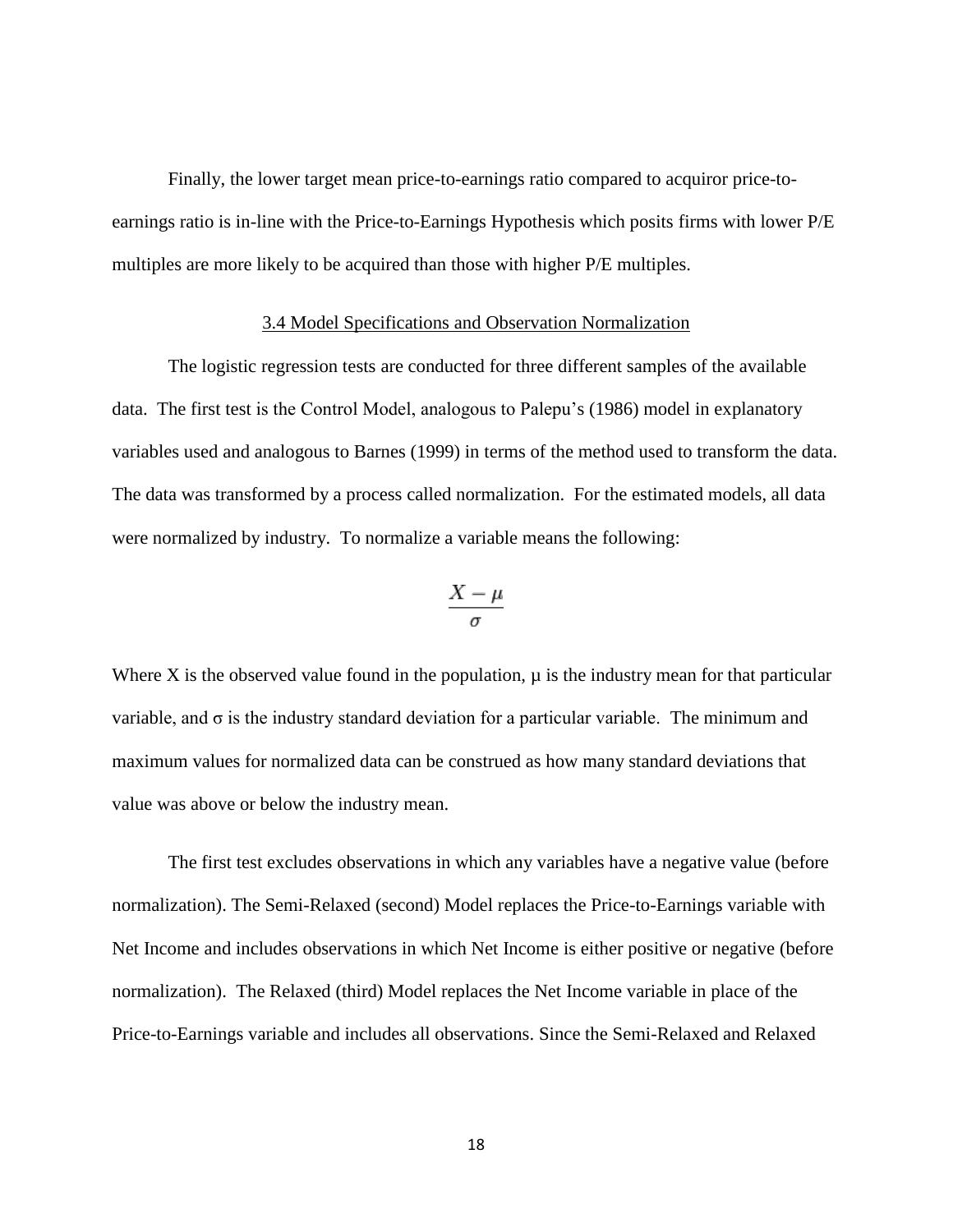Finally, the lower target mean price-to-earnings ratio compared to acquiror price-to-earnings ratio is in-line with the Price-to-Earnings Hypothesis which posits firms with lower P/E multiples are more likely to be acquired than those with higher P/E multiples.

## 3.4 Model Specifications and Observation Normalization

The logistic regression tests are conducted for three different samples of the available data. The first test is the Control Model, analogous to Palepu's (1986) model in explanatory variables used and analogous to Barnes (1999) in terms of the method used to transform the data. The data was transformed by a process called normalization. For the estimated models, all data were normalized by industry. To normalize a variable means the following:

$$\frac{X - \mu}{\sigma}$$

Where X is the observed value found in the population, $\mu$ is the industry mean for that particular variable, and $\sigma$ is the industry standard deviation for a particular variable. The minimum and maximum values for normalized data can be construed as how many standard deviations that value was above or below the industry mean.

The first test excludes observations in which any variables have a negative value (before normalization). The Semi-Relaxed (second) Model replaces the Price-to-Earnings variable with Net Income and includes observations in which Net Income is either positive or negative (before normalization). The Relaxed (third) Model replaces the Net Income variable in place of the Price-to-Earnings variable and includes all observations. Since the Semi-Relaxed and Relaxed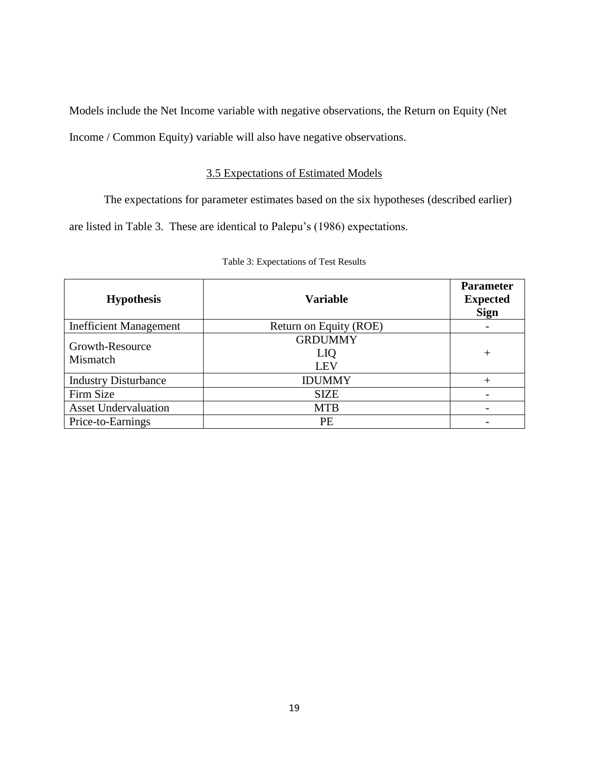Models include the Net Income variable with negative observations, the Return on Equity (Net Income / Common Equity) variable will also have negative observations.

### 3.5 Expectations of Estimated Models

The expectations for parameter estimates based on the six hypotheses (described earlier) are listed in Table 3. These are identical to Palepu's (1986) expectations.

Table 3: Expectations of Test Results

| **Hypothesis** | **Variable** | **Parameter Expected Sign** |
|---|---|---|
| Inefficient Management | Return on Equity (ROE) | - |
| Growth-Resource Mismatch | GRDUMMY<br>LIQ<br>LEV | + |
| Industry Disturbance | IDUMMY | + |
| Firm Size | SIZE | - |
| Asset Undervaluation | MTB | - |
| Price-to-Earnings | PE | - |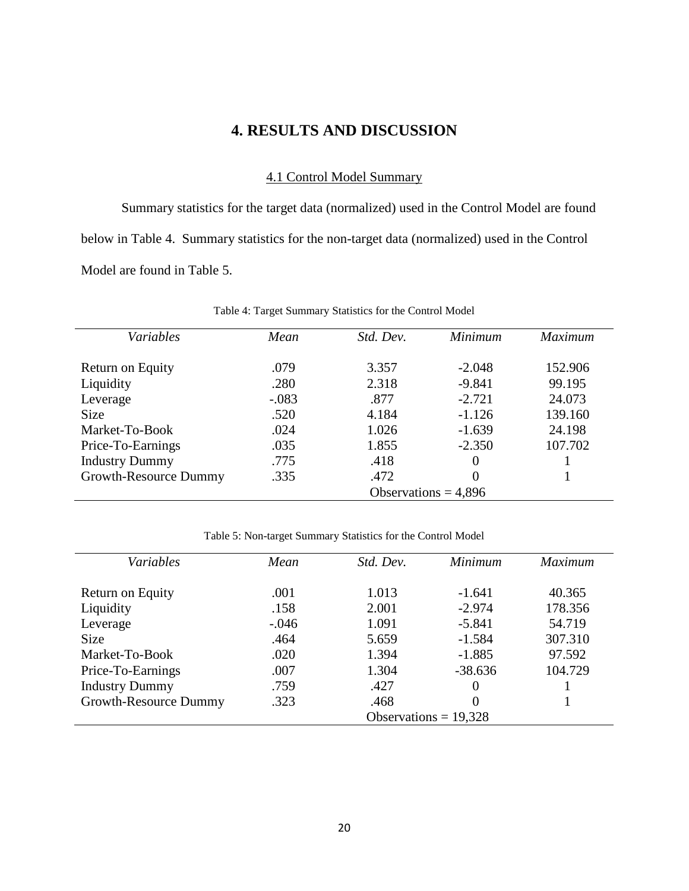# 4. RESULTS AND DISCUSSION

## 4.1 Control Model Summary

Summary statistics for the target data (normalized) used in the Control Model are found below in Table 4. Summary statistics for the non-target data (normalized) used in the Control Model are found in Table 5.

Table 4: Target Summary Statistics for the Control Model

| *Variables* | *Mean* | *Std. Dev.* | *Minimum* | *Maximum* |
|---|---|---|---|---|
| Return on Equity | .079 | 3.357 | -2.048 | 152.906 |
| Liquidity | .280 | 2.318 | -9.841 | 99.195 |
| Leverage | -.083 | .877 | -2.721 | 24.073 |
| Size | .520 | 4.184 | -1.126 | 139.160 |
| Market-To-Book | .024 | 1.026 | -1.639 | 24.198 |
| Price-To-Earnings | .035 | 1.855 | -2.350 | 107.702 |
| Industry Dummy | .775 | .418 | 0 | 1 |
| Growth-Resource Dummy | .335 | .472 | 0 | 1 |
| | | Observations = 4,896 | | |

Table 5: Non-target Summary Statistics for the Control Model

| *Variables* | *Mean* | *Std. Dev.* | *Minimum* | *Maximum* |
|---|---|---|---|---|
| Return on Equity | .001 | 1.013 | -1.641 | 40.365 |
| Liquidity | .158 | 2.001 | -2.974 | 178.356 |
| Leverage | -.046 | 1.091 | -5.841 | 54.719 |
| Size | .464 | 5.659 | -1.584 | 307.310 |
| Market-To-Book | .020 | 1.394 | -1.885 | 97.592 |
| Price-To-Earnings | .007 | 1.304 | -38.636 | 104.729 |
| Industry Dummy | .759 | .427 | 0 | 1 |
| Growth-Resource Dummy | .323 | .468 | 0 | 1 |
| | | Observations = 19,328 | | |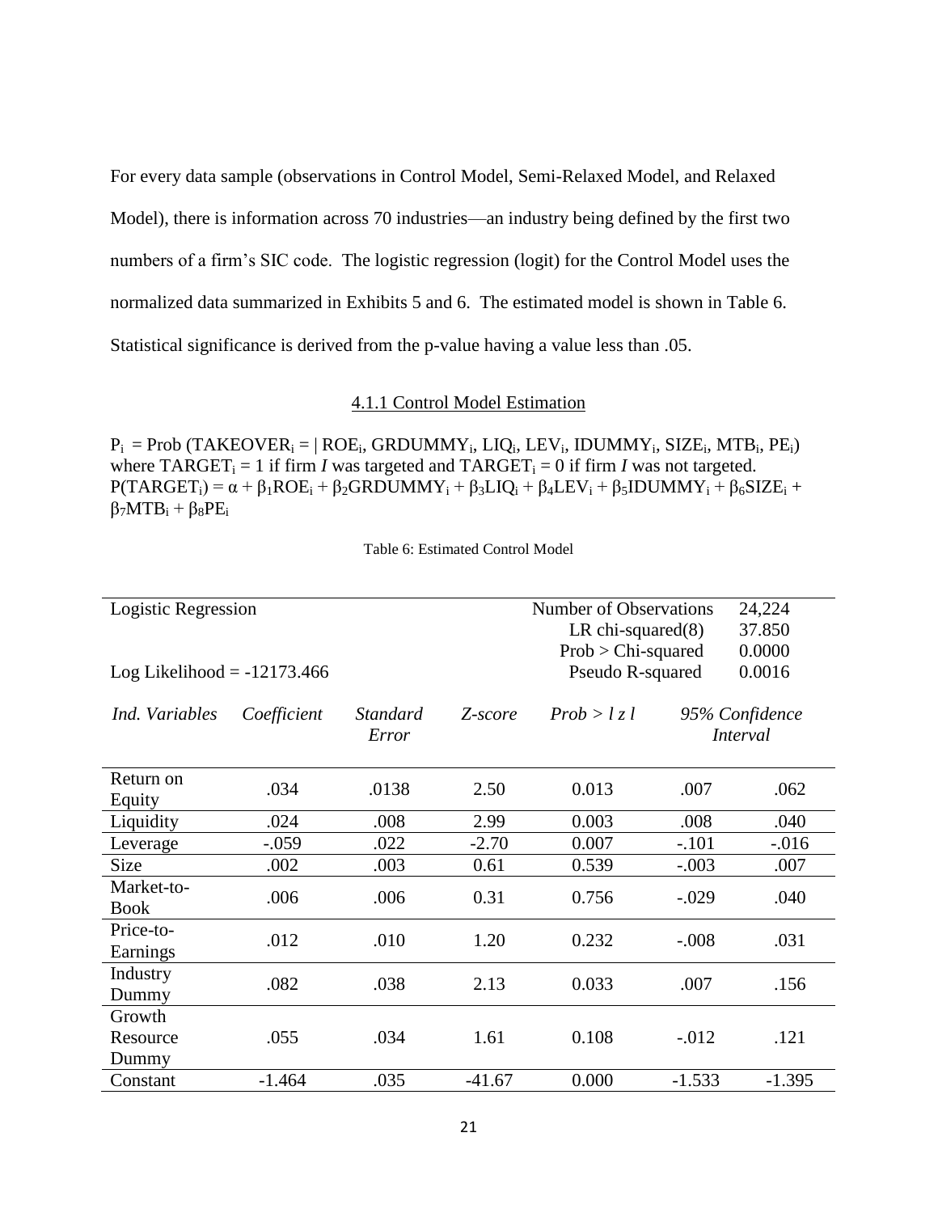For every data sample (observations in Control Model, Semi-Relaxed Model, and Relaxed Model), there is information across 70 industries—an industry being defined by the first two numbers of a firm's SIC code. The logistic regression (logit) for the Control Model uses the normalized data summarized in Exhibits 5 and 6. The estimated model is shown in Table 6. Statistical significance is derived from the p-value having a value less than .05.

### 4.1.1 Control Model Estimation

$P_i$ = Prob ($TAKEOVER_i$ = | $ROE_i$, $GRDUMMY_i$, $LIQ_i$, $LEV_i$, $IDUMMY_i$, $SIZE_i$, $MTB_i$, $PE_i$)
where $TARGET_i = 1$ if firm *I* was targeted and $TARGET_i = 0$ if firm *I* was not targeted.
$P(TARGET_i) = \alpha + \beta_1 ROE_i + \beta_2 GRDUMMY_i + \beta_3 LIQ_i + \beta_4 LEV_i + \beta_5 IDUMMY_i + \beta_6 SIZE_i + \beta_7 MTB_i + \beta_8 PE_i$

Table 6: Estimated Control Model

| Logistic Regression | | | | Number of Observations | 24,224 | |
|---|---|---|---|---|---|---|
| | | | | LR chi-squared(8) | 37.850 | |
| | | | | Prob > Chi-squared | 0.0000 | |
| Log Likelihood = -12173.466 | | | | Pseudo R-squared | 0.0016 | |
| *Ind. Variables* | *Coefficient* | *Standard Error* | *Z-score* | *Prob > l z l* | *95% Confidence Interval* | |
| Return on Equity | .034 | .0138 | 2.50 | 0.013 | .007 | .062 |
| Liquidity | .024 | .008 | 2.99 | 0.003 | .008 | .040 |
| Leverage | -.059 | .022 | -2.70 | 0.007 | -.101 | -.016 |
| Size | .002 | .003 | 0.61 | 0.539 | -.003 | .007 |
| Market-to-Book | .006 | .006 | 0.31 | 0.756 | -.029 | .040 |
| Price-to-Earnings | .012 | .010 | 1.20 | 0.232 | -.008 | .031 |
| Industry Dummy | .082 | .038 | 2.13 | 0.033 | .007 | .156 |
| Growth Resource Dummy | .055 | .034 | 1.61 | 0.108 | -.012 | .121 |
| Constant | -1.464 | .035 | -41.67 | 0.000 | -1.533 | -1.395 |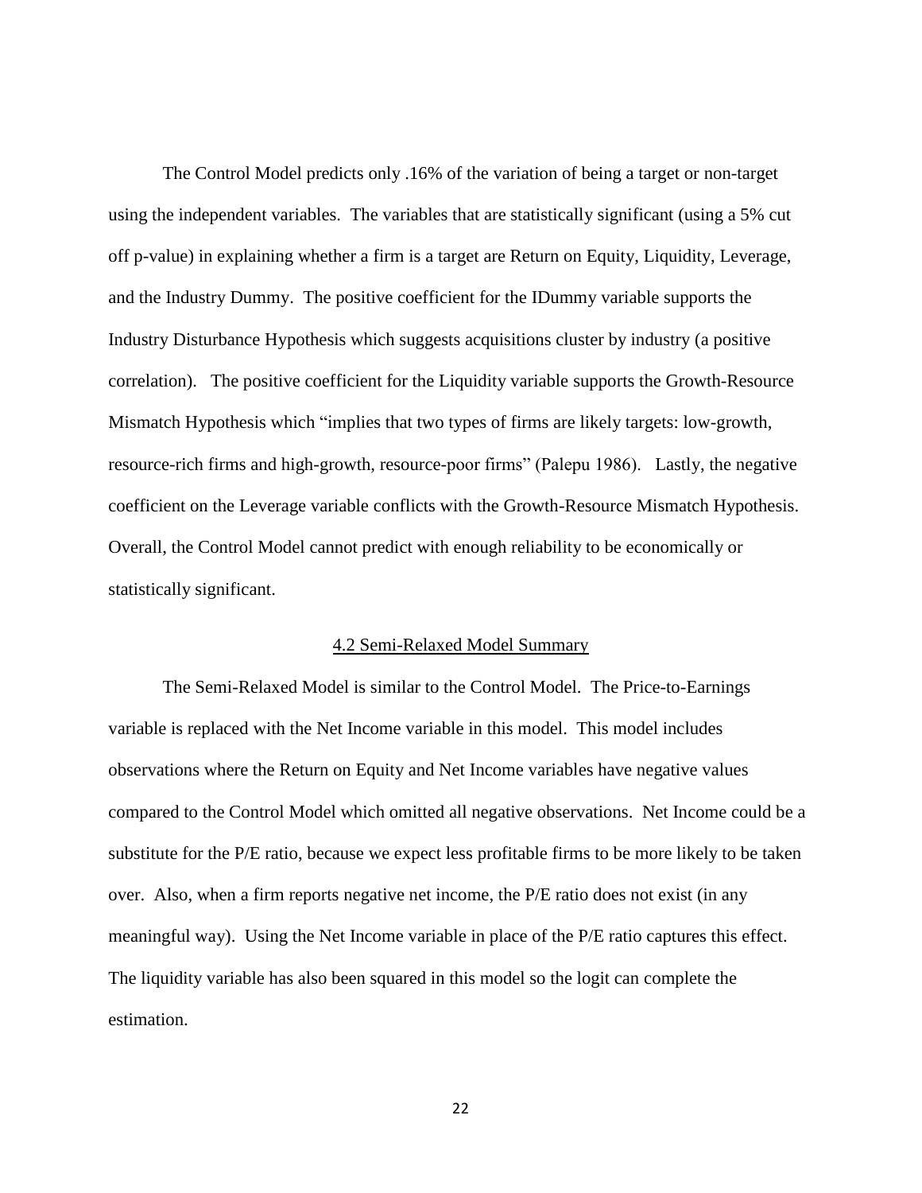The Control Model predicts only .16% of the variation of being a target or non-target using the independent variables. The variables that are statistically significant (using a 5% cut off p-value) in explaining whether a firm is a target are Return on Equity, Liquidity, Leverage, and the Industry Dummy. The positive coefficient for the IDummy variable supports the Industry Disturbance Hypothesis which suggests acquisitions cluster by industry (a positive correlation). The positive coefficient for the Liquidity variable supports the Growth-Resource Mismatch Hypothesis which "implies that two types of firms are likely targets: low-growth, resource-rich firms and high-growth, resource-poor firms" (Palepu 1986). Lastly, the negative coefficient on the Leverage variable conflicts with the Growth-Resource Mismatch Hypothesis. Overall, the Control Model cannot predict with enough reliability to be economically or statistically significant.

## 4.2 Semi-Relaxed Model Summary

The Semi-Relaxed Model is similar to the Control Model. The Price-to-Earnings variable is replaced with the Net Income variable in this model. This model includes observations where the Return on Equity and Net Income variables have negative values compared to the Control Model which omitted all negative observations. Net Income could be a substitute for the P/E ratio, because we expect less profitable firms to be more likely to be taken over. Also, when a firm reports negative net income, the P/E ratio does not exist (in any meaningful way). Using the Net Income variable in place of the P/E ratio captures this effect. The liquidity variable has also been squared in this model so the logit can complete the estimation.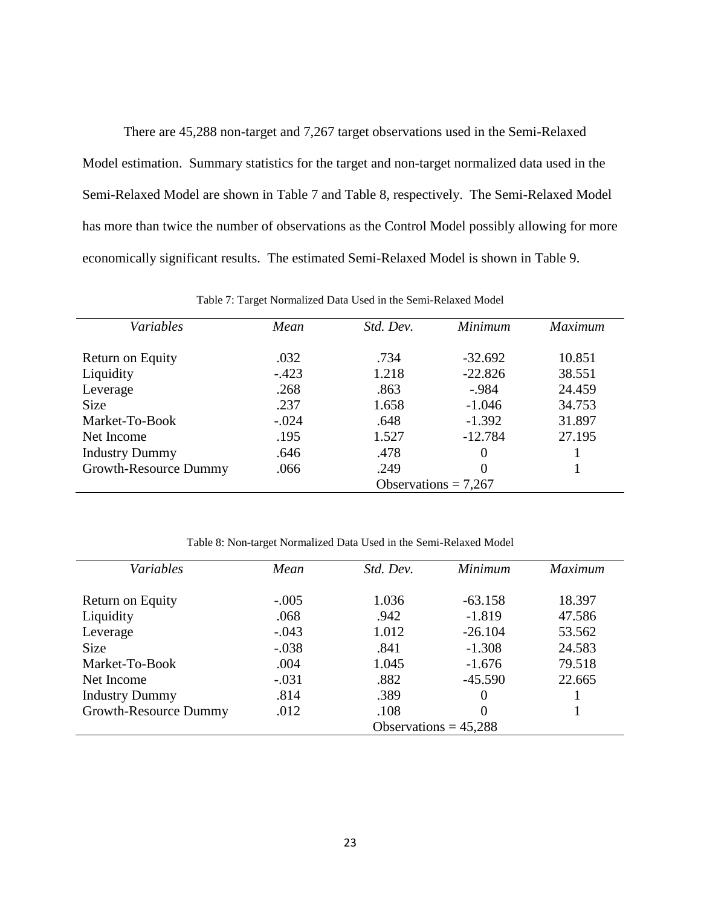There are 45,288 non-target and 7,267 target observations used in the Semi-Relaxed Model estimation. Summary statistics for the target and non-target normalized data used in the Semi-Relaxed Model are shown in Table 7 and Table 8, respectively. The Semi-Relaxed Model has more than twice the number of observations as the Control Model possibly allowing for more economically significant results. The estimated Semi-Relaxed Model is shown in Table 9.

Table 7: Target Normalized Data Used in the Semi-Relaxed Model

| *Variables* | *Mean* | *Std. Dev.* | *Minimum* | *Maximum* |
|---|---|---|---|---|
| Return on Equity | .032 | .734 | -32.692 | 10.851 |
| Liquidity | -.423 | 1.218 | -22.826 | 38.551 |
| Leverage | .268 | .863 | -.984 | 24.459 |
| Size | .237 | 1.658 | -1.046 | 34.753 |
| Market-To-Book | -.024 | .648 | -1.392 | 31.897 |
| Net Income | .195 | 1.527 | -12.784 | 27.195 |
| Industry Dummy | .646 | .478 | 0 | 1 |
| Growth-Resource Dummy | .066 | .249 | 0 | 1 |
| | | Observations = 7,267 | | |

Table 8: Non-target Normalized Data Used in the Semi-Relaxed Model

| *Variables* | *Mean* | *Std. Dev.* | *Minimum* | *Maximum* |
|---|---|---|---|---|
| Return on Equity | -.005 | 1.036 | -63.158 | 18.397 |
| Liquidity | .068 | .942 | -1.819 | 47.586 |
| Leverage | -.043 | 1.012 | -26.104 | 53.562 |
| Size | -.038 | .841 | -1.308 | 24.583 |
| Market-To-Book | .004 | 1.045 | -1.676 | 79.518 |
| Net Income | -.031 | .882 | -45.590 | 22.665 |
| Industry Dummy | .814 | .389 | 0 | 1 |
| Growth-Resource Dummy | .012 | .108 | 0 | 1 |
| | | Observations = 45,288 | | |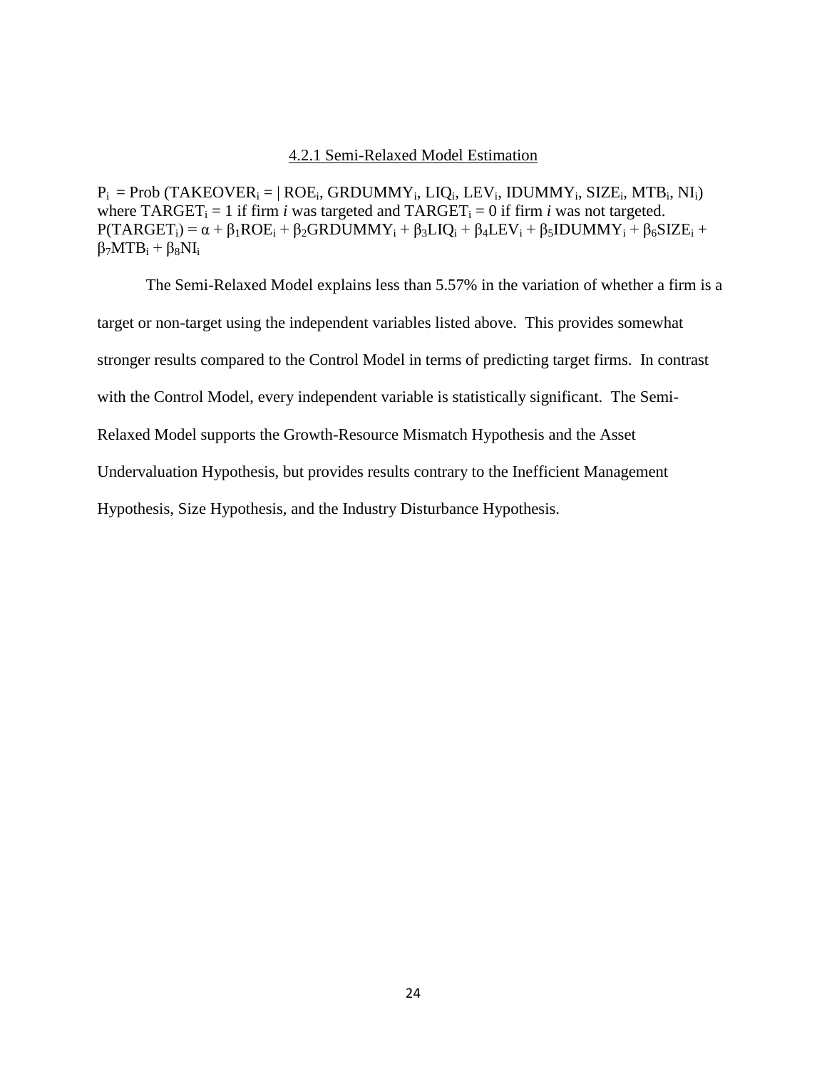### 4.2.1 Semi-Relaxed Model Estimation

$P_i$ = Prob ($TAKEOVER_i$ = | $ROE_i$, $GRDUMMY_i$, $LIQ_i$, $LEV_i$, $IDUMMY_i$, $SIZE_i$, $MTB_i$, $NI_i$)
where $TARGET_i = 1$ if firm *i* was targeted and $TARGET_i = 0$ if firm *i* was not targeted.
$P(TARGET_i) = \alpha + \beta_1 ROE_i + \beta_2 GRDUMMY_i + \beta_3 LIQ_i + \beta_4 LEV_i + \beta_5 IDUMMY_i + \beta_6 SIZE_i + \beta_7 MTB_i + \beta_8 NI_i$

The Semi-Relaxed Model explains less than 5.57% in the variation of whether a firm is a target or non-target using the independent variables listed above. This provides somewhat stronger results compared to the Control Model in terms of predicting target firms. In contrast with the Control Model, every independent variable is statistically significant. The Semi-Relaxed Model supports the Growth-Resource Mismatch Hypothesis and the Asset Undervaluation Hypothesis, but provides results contrary to the Inefficient Management Hypothesis, Size Hypothesis, and the Industry Disturbance Hypothesis.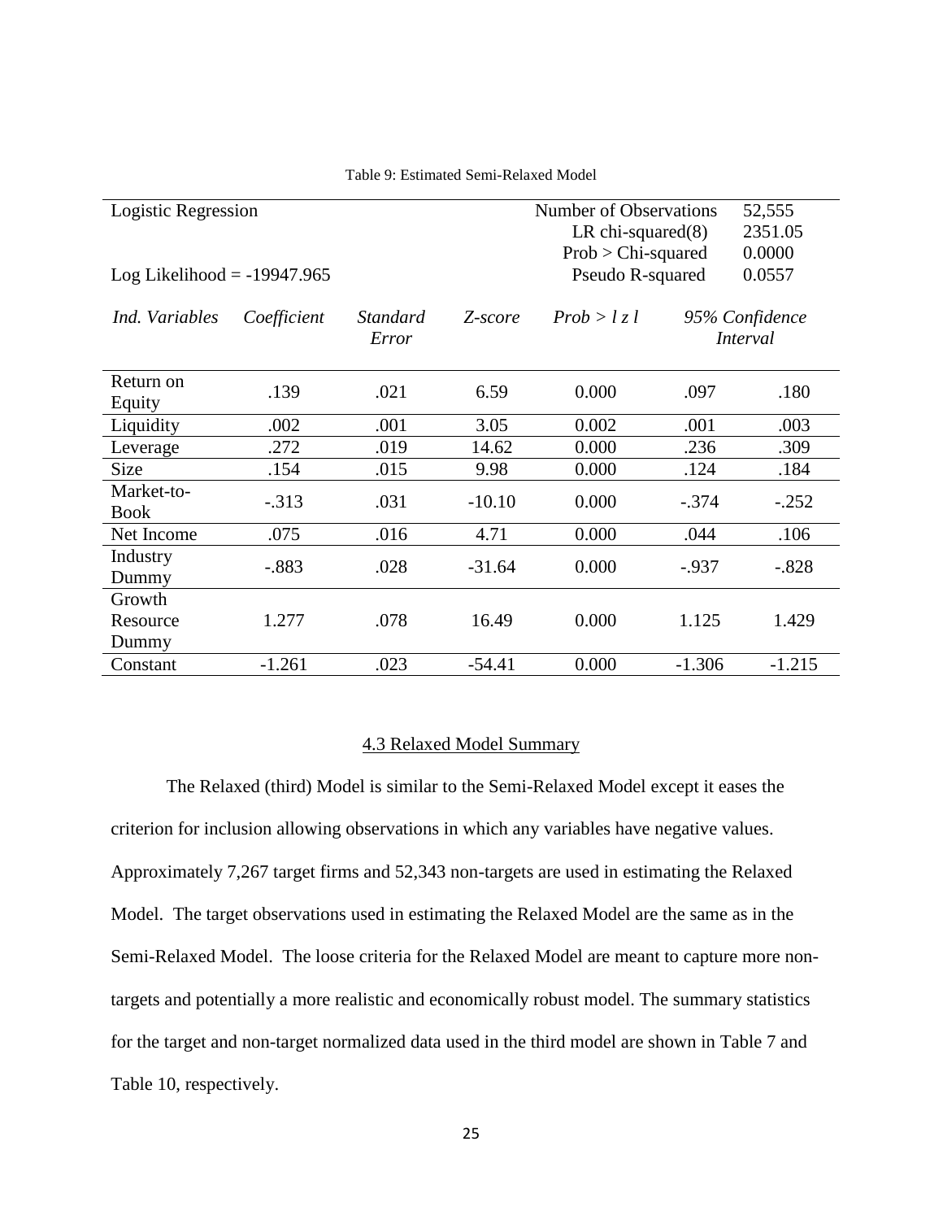Table 9: Estimated Semi-Relaxed Model

| Logistic Regression | | | | Number of Observations | 52,555 | |
|---|---|---|---|---|---|---|
| | | | | LR chi-squared(8) | 2351.05 | |
| | | | | Prob > Chi-squared | 0.0000 | |
| Log Likelihood = -19947.965 | | | | Pseudo R-squared | 0.0557 | |
| *Ind. Variables* | *Coefficient* | *Standard Error* | *Z-score* | *Prob > l z l* | *95% Confidence Interval* | |
| Return on Equity | .139 | .021 | 6.59 | 0.000 | .097 | .180 |
| Liquidity | .002 | .001 | 3.05 | 0.002 | .001 | .003 |
| Leverage | .272 | .019 | 14.62 | 0.000 | .236 | .309 |
| Size | .154 | .015 | 9.98 | 0.000 | .124 | .184 |
| Market-to-Book | -.313 | .031 | -10.10 | 0.000 | -.374 | -.252 |
| Net Income | .075 | .016 | 4.71 | 0.000 | .044 | .106 |
| Industry Dummy | -.883 | .028 | -31.64 | 0.000 | -.937 | -.828 |
| Growth Resource Dummy | 1.277 | .078 | 16.49 | 0.000 | 1.125 | 1.429 |
| Constant | -1.261 | .023 | -54.41 | 0.000 | -1.306 | -1.215 |

## 4.3 Relaxed Model Summary

The Relaxed (third) Model is similar to the Semi-Relaxed Model except it eases the criterion for inclusion allowing observations in which any variables have negative values. Approximately 7,267 target firms and 52,343 non-targets are used in estimating the Relaxed Model. The target observations used in estimating the Relaxed Model are the same as in the Semi-Relaxed Model. The loose criteria for the Relaxed Model are meant to capture more non-targets and potentially a more realistic and economically robust model. The summary statistics for the target and non-target normalized data used in the third model are shown in Table 7 and Table 10, respectively.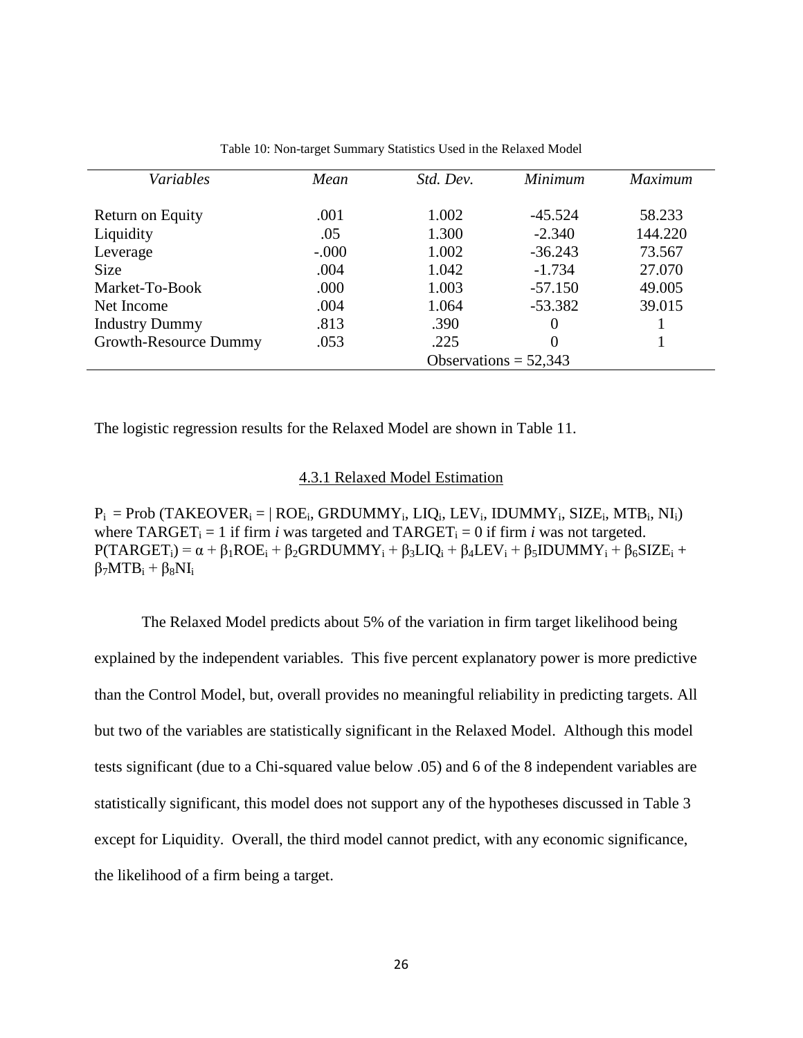Table 10: Non-target Summary Statistics Used in the Relaxed Model

| *Variables* | *Mean* | *Std. Dev.* | *Minimum* | *Maximum* |
|---|---|---|---|---|
| Return on Equity | .001 | 1.002 | -45.524 | 58.233 |
| Liquidity | .05 | 1.300 | -2.340 | 144.220 |
| Leverage | -.000 | 1.002 | -36.243 | 73.567 |
| Size | .004 | 1.042 | -1.734 | 27.070 |
| Market-To-Book | .000 | 1.003 | -57.150 | 49.005 |
| Net Income | .004 | 1.064 | -53.382 | 39.015 |
| Industry Dummy | .813 | .390 | 0 | 1 |
| Growth-Resource Dummy | .053 | .225 | 0 | 1 |
| | | Observations = 52,343 | | |

The logistic regression results for the Relaxed Model are shown in Table 11.

### 4.3.1 Relaxed Model Estimation

$P_i$ = Prob ($TAKEOVER_i$ = | $ROE_i$, $GRDUMMY_i$, $LIQ_i$, $LEV_i$, $IDUMMY_i$, $SIZE_i$, $MTB_i$, $NI_i$)
where $TARGET_i = 1$ if firm *i* was targeted and $TARGET_i = 0$ if firm *i* was not targeted.
$P(TARGET_i) = \alpha + \beta_1 ROE_i + \beta_2 GRDUMMY_i + \beta_3 LIQ_i + \beta_4 LEV_i + \beta_5 IDUMMY_i + \beta_6 SIZE_i + \beta_7 MTB_i + \beta_8 NI_i$

The Relaxed Model predicts about 5% of the variation in firm target likelihood being explained by the independent variables. This five percent explanatory power is more predictive than the Control Model, but, overall provides no meaningful reliability in predicting targets. All but two of the variables are statistically significant in the Relaxed Model. Although this model tests significant (due to a Chi-squared value below .05) and 6 of the 8 independent variables are statistically significant, this model does not support any of the hypotheses discussed in Table 3 except for Liquidity. Overall, the third model cannot predict, with any economic significance, the likelihood of a firm being a target.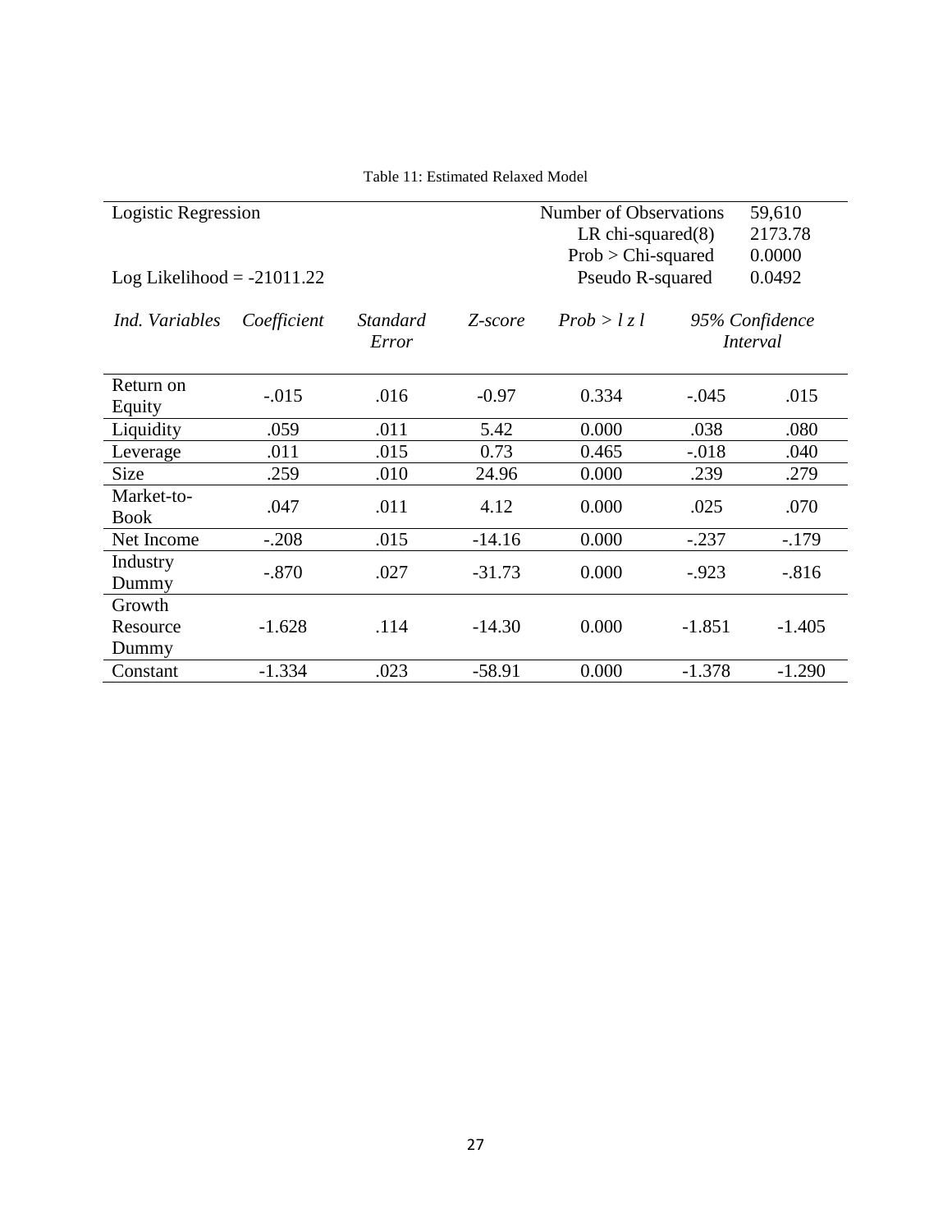Table 11: Estimated Relaxed Model

| Logistic Regression | | | | Number of Observations | 59,610 | |
|---|---|---|---|---|---|---|
| | | | | LR chi-squared(8) | 2173.78 | |
| | | | | Prob > Chi-squared | 0.0000 | |
| Log Likelihood = -21011.22 | | | | Pseudo R-squared | 0.0492 | |
| *Ind. Variables* | *Coefficient* | *Standard Error* | *Z-score* | *Prob > l z l* | *95% Confidence Interval* | |
| Return on Equity | -.015 | .016 | -0.97 | 0.334 | -.045 | .015 |
| Liquidity | .059 | .011 | 5.42 | 0.000 | .038 | .080 |
| Leverage | .011 | .015 | 0.73 | 0.465 | -.018 | .040 |
| Size | .259 | .010 | 24.96 | 0.000 | .239 | .279 |
| Market-to-Book | .047 | .011 | 4.12 | 0.000 | .025 | .070 |
| Net Income | -.208 | .015 | -14.16 | 0.000 | -.237 | -.179 |
| Industry Dummy | -.870 | .027 | -31.73 | 0.000 | -.923 | -.816 |
| Growth Resource Dummy | -1.628 | .114 | -14.30 | 0.000 | -1.851 | -1.405 |
| Constant | -1.334 | .023 | -58.91 | 0.000 | -1.378 | -1.290 |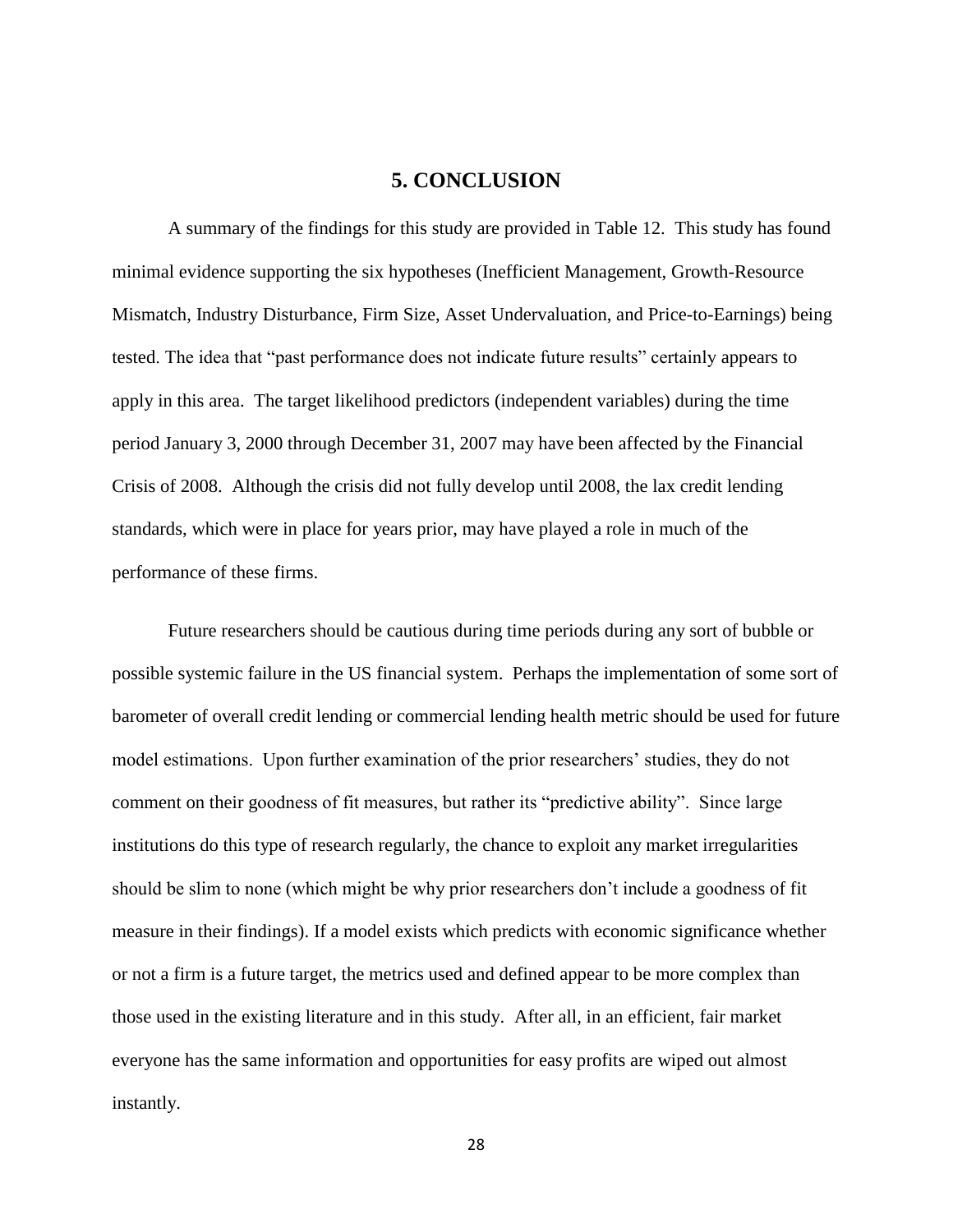# 5. CONCLUSION

A summary of the findings for this study are provided in Table 12. This study has found minimal evidence supporting the six hypotheses (Inefficient Management, Growth-Resource Mismatch, Industry Disturbance, Firm Size, Asset Undervaluation, and Price-to-Earnings) being tested. The idea that "past performance does not indicate future results" certainly appears to apply in this area. The target likelihood predictors (independent variables) during the time period January 3, 2000 through December 31, 2007 may have been affected by the Financial Crisis of 2008. Although the crisis did not fully develop until 2008, the lax credit lending standards, which were in place for years prior, may have played a role in much of the performance of these firms.

Future researchers should be cautious during time periods during any sort of bubble or possible systemic failure in the US financial system. Perhaps the implementation of some sort of barometer of overall credit lending or commercial lending health metric should be used for future model estimations. Upon further examination of the prior researchers' studies, they do not comment on their goodness of fit measures, but rather its "predictive ability". Since large institutions do this type of research regularly, the chance to exploit any market irregularities should be slim to none (which might be why prior researchers don't include a goodness of fit measure in their findings). If a model exists which predicts with economic significance whether or not a firm is a future target, the metrics used and defined appear to be more complex than those used in the existing literature and in this study. After all, in an efficient, fair market everyone has the same information and opportunities for easy profits are wiped out almost instantly.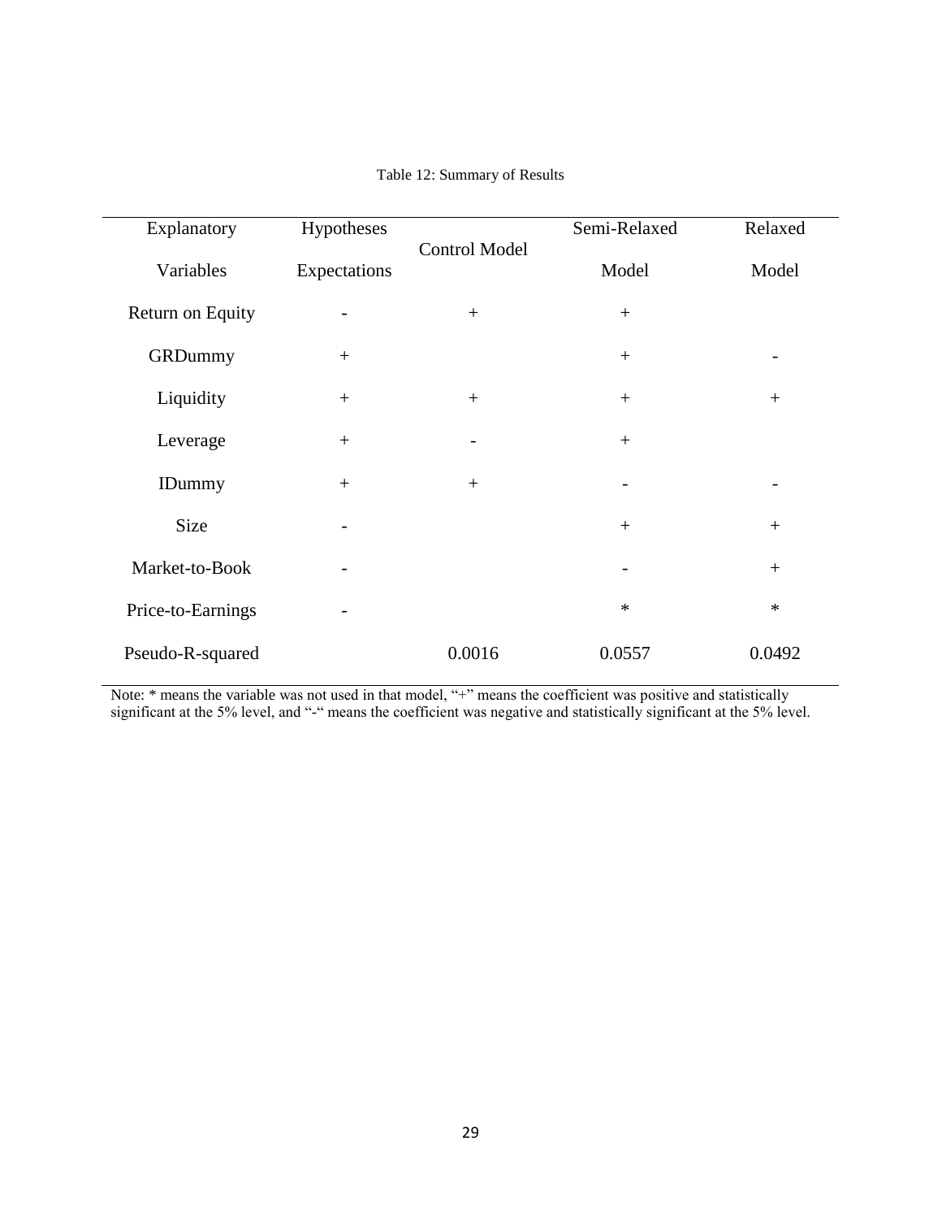Table 12: Summary of Results

| Explanatory Variables | Hypotheses Expectations | Control Model | Semi-Relaxed Model | Relaxed Model |
|---|---|---|---|---|
| Return on Equity | - | + | + | |
| GRDummy | + | | + | - |
| Liquidity | + | + | + | + |
| Leverage | + | - | + | |
| IDummy | + | + | - | - |
| Size | - | | + | + |
| Market-to-Book | - | | - | + |
| Price-to-Earnings | - | | * | * |
| Pseudo-R-squared | | 0.0016 | 0.0557 | 0.0492 |

Note: * means the variable was not used in that model, "+" means the coefficient was positive and statistically significant at the 5% level, and "-" means the coefficient was negative and statistically significant at the 5% level.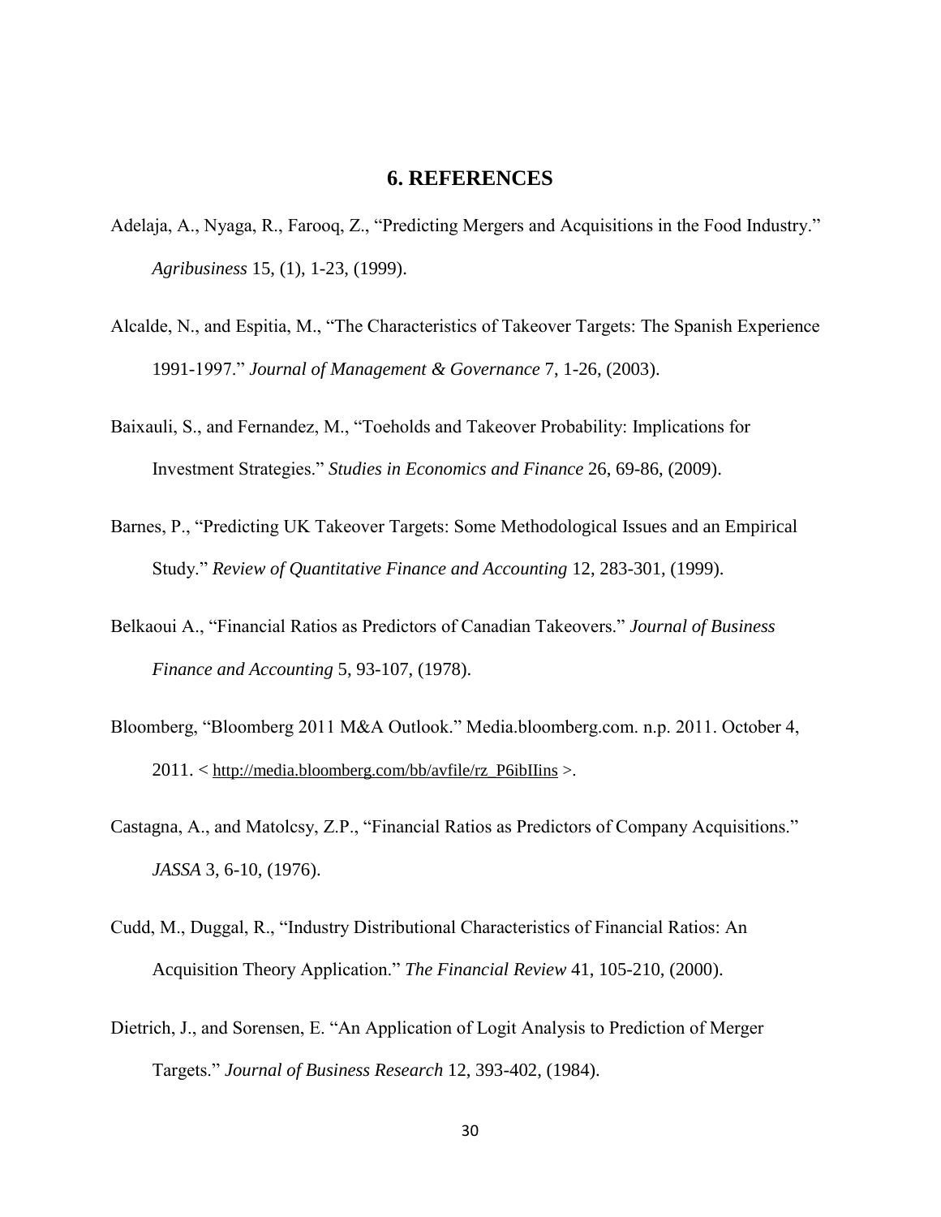## 6. REFERENCES

Adelaja, A., Nyaga, R., Farooq, Z., “Predicting Mergers and Acquisitions in the Food Industry.” *Agribusiness* 15, (1), 1-23, (1999).

Alcalde, N., and Espitia, M., “The Characteristics of Takeover Targets: The Spanish Experience 1991-1997.” *Journal of Management & Governance* 7, 1-26, (2003).

Baixauli, S., and Fernandez, M., “Toeholds and Takeover Probability: Implications for Investment Strategies.” *Studies in Economics and Finance* 26, 69-86, (2009).

Barnes, P., “Predicting UK Takeover Targets: Some Methodological Issues and an Empirical Study.” *Review of Quantitative Finance and Accounting* 12, 283-301, (1999).

Belkaoui A., “Financial Ratios as Predictors of Canadian Takeovers.” *Journal of Business Finance and Accounting* 5, 93-107, (1978).

Bloomberg, “Bloomberg 2011 M&A Outlook.” Media.bloomberg.com. n.p. 2011. October 4, 2011. < http://media.bloomberg.com/bb/avfile/rz_P6ibIIins >.

Castagna, A., and Matolcsy, Z.P., “Financial Ratios as Predictors of Company Acquisitions.” *JASSA* 3, 6-10, (1976).

Cudd, M., Duggal, R., “Industry Distributional Characteristics of Financial Ratios: An Acquisition Theory Application.” *The Financial Review* 41, 105-210, (2000).

Dietrich, J., and Sorensen, E. “An Application of Logit Analysis to Prediction of Merger Targets.” *Journal of Business Research* 12, 393-402, (1984).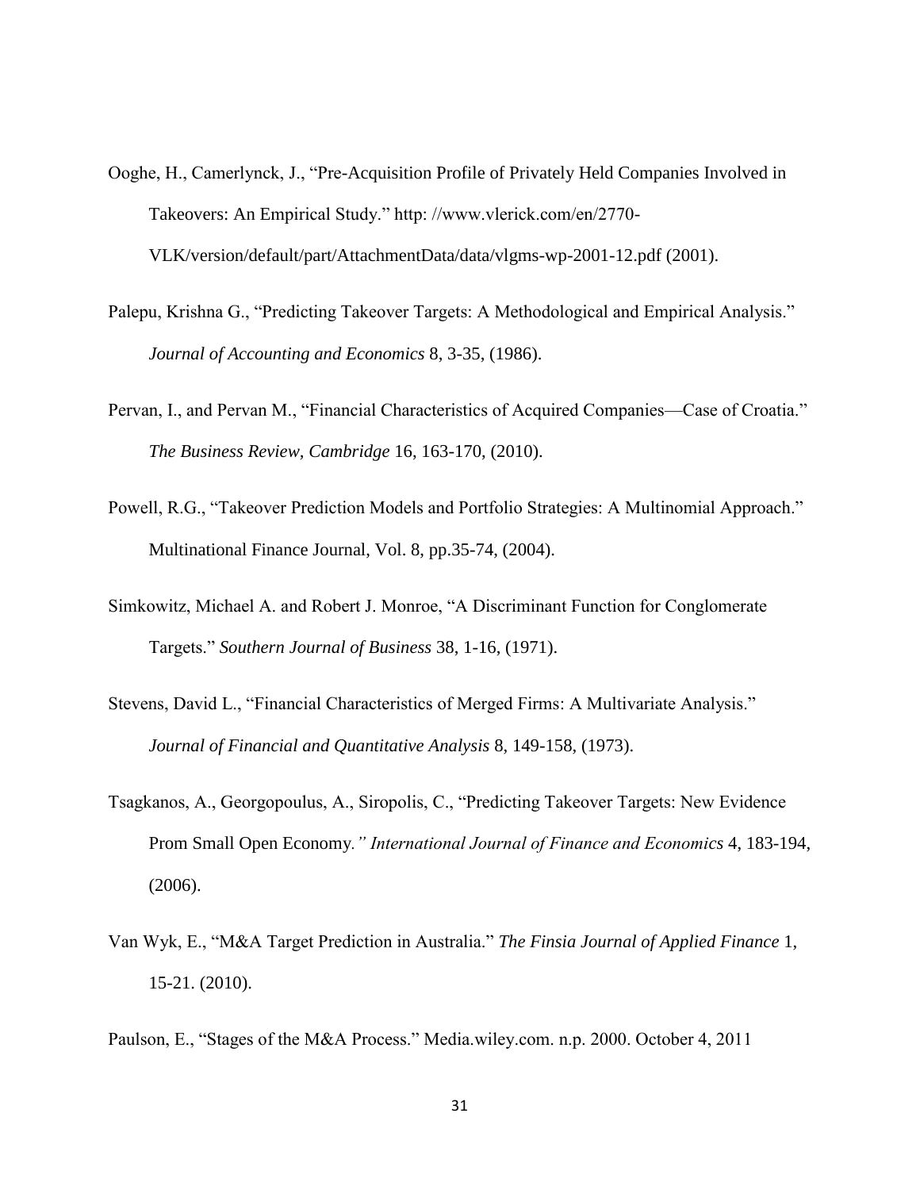Ooghe, H., Camerlynck, J., "Pre-Acquisition Profile of Privately Held Companies Involved in Takeovers: An Empirical Study." http: //www.vlerick.com/en/2770-VLK/version/default/part/AttachmentData/data/vlgms-wp-2001-12.pdf (2001).

Palepu, Krishna G., "Predicting Takeover Targets: A Methodological and Empirical Analysis." *Journal of Accounting and Economics* 8, 3-35, (1986).

Pervan, I., and Pervan M., "Financial Characteristics of Acquired Companies—Case of Croatia." *The Business Review, Cambridge* 16, 163-170, (2010).

Powell, R.G., "Takeover Prediction Models and Portfolio Strategies: A Multinomial Approach." Multinational Finance Journal, Vol. 8, pp.35-74, (2004).

Simkowitz, Michael A. and Robert J. Monroe, "A Discriminant Function for Conglomerate Targets." *Southern Journal of Business* 38, 1-16, (1971).

Stevens, David L., "Financial Characteristics of Merged Firms: A Multivariate Analysis." *Journal of Financial and Quantitative Analysis* 8, 149-158, (1973).

Tsagkanos, A., Georgopoulus, A., Siropolis, C., "Predicting Takeover Targets: New Evidence Prom Small Open Economy*." International Journal of Finance and Economics* 4, 183-194, (2006).

Van Wyk, E., "M&A Target Prediction in Australia." *The Finsia Journal of Applied Finance* 1, 15-21. (2010).

Paulson, E., "Stages of the M&A Process." Media.wiley.com. n.p. 2000. October 4, 2011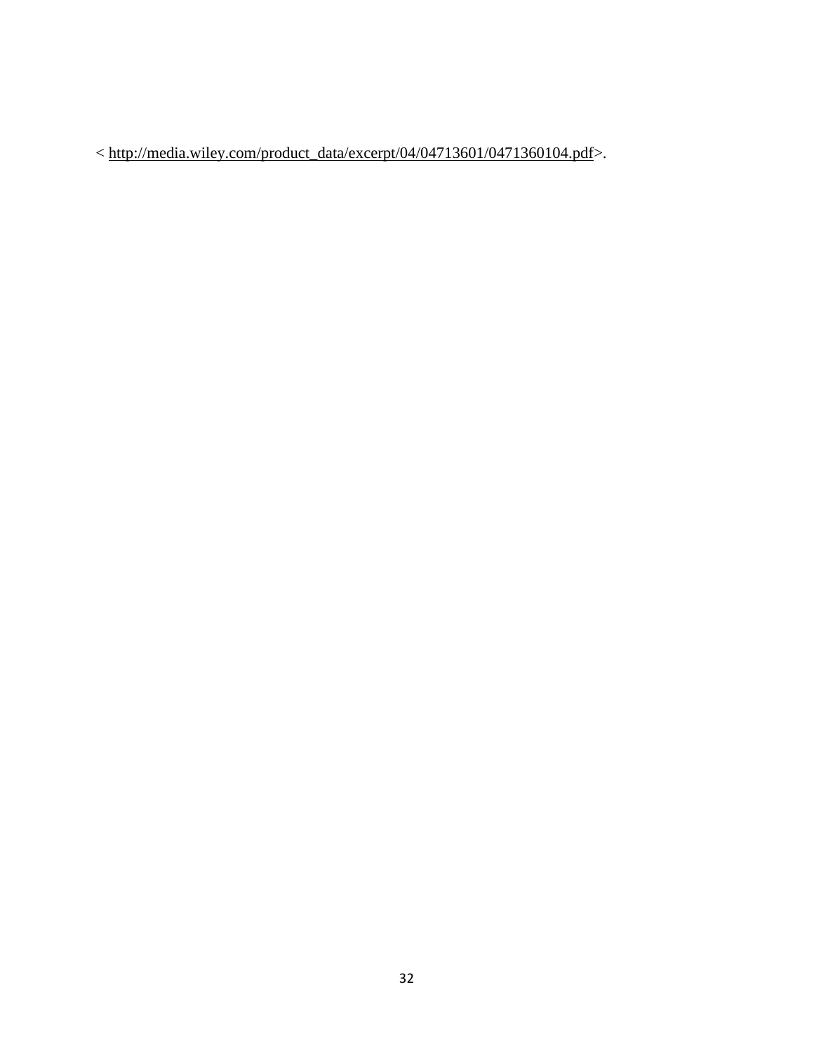< http://media.wiley.com/product_data/excerpt/04/04713601/0471360104.pdf>.